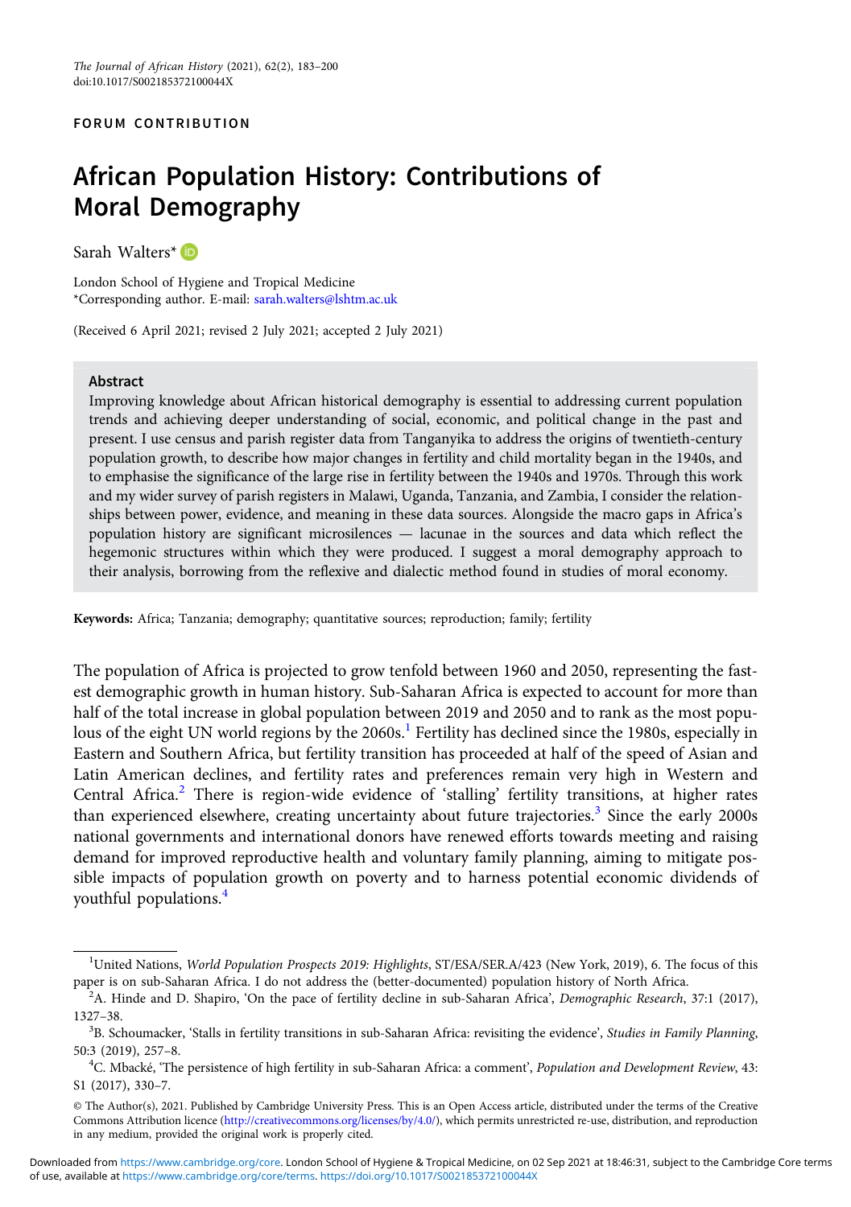FORUM CONTRIBUTION

# African Population History: Contributions of Moral Demography

Sarah Walters*

London School of Hygiene and Tropical Medicine
*Corresponding author. E-mail: sarah.walters@lshtm.ac.uk

(Received 6 April 2021; revised 2 July 2021; accepted 2 July 2021)

## Abstract

Improving knowledge about African historical demography is essential to addressing current population trends and achieving deeper understanding of social, economic, and political change in the past and present. I use census and parish register data from Tanganyika to address the origins of twentieth-century population growth, to describe how major changes in fertility and child mortality began in the 1940s, and to emphasise the significance of the large rise in fertility between the 1940s and 1970s. Through this work and my wider survey of parish registers in Malawi, Uganda, Tanzania, and Zambia, I consider the relationships between power, evidence, and meaning in these data sources. Alongside the macro gaps in Africa's population history are significant microsilences — lacunae in the sources and data which reflect the hegemonic structures within which they were produced. I suggest a moral demography approach to their analysis, borrowing from the reflexive and dialectic method found in studies of moral economy.

**Keywords:** Africa; Tanzania; demography; quantitative sources; reproduction; family; fertility

The population of Africa is projected to grow tenfold between 1960 and 2050, representing the fastest demographic growth in human history. Sub-Saharan Africa is expected to account for more than half of the total increase in global population between 2019 and 2050 and to rank as the most populous of the eight UN world regions by the 2060s.[1] Fertility has declined since the 1980s, especially in Eastern and Southern Africa, but fertility transition has proceeded at half of the speed of Asian and Latin American declines, and fertility rates and preferences remain very high in Western and Central Africa.[2] There is region-wide evidence of 'stalling' fertility transitions, at higher rates than experienced elsewhere, creating uncertainty about future trajectories.[3] Since the early 2000s national governments and international donors have renewed efforts towards meeting and raising demand for improved reproductive health and voluntary family planning, aiming to mitigate possible impacts of population growth on poverty and to harness potential economic dividends of youthful populations.[4]

[1] United Nations, *World Population Prospects 2019: Highlights*, ST/ESA/SER.A/423 (New York, 2019), 6. The focus of this paper is on sub-Saharan Africa. I do not address the (better-documented) population history of North Africa.

[2] A. Hinde and D. Shapiro, 'On the pace of fertility decline in sub-Saharan Africa', *Demographic Research*, 37:1 (2017), 1327–38.

[3] B. Schoumacker, 'Stalls in fertility transitions in sub-Saharan Africa: revisiting the evidence', *Studies in Family Planning*, 50:3 (2019), 257–8.

[4] C. Mbacké, 'The persistence of high fertility in sub-Saharan Africa: a comment', *Population and Development Review*, 43: S1 (2017), 330–7.

© The Author(s), 2021. Published by Cambridge University Press. This is an Open Access article, distributed under the terms of the Creative Commons Attribution licence (http://creativecommons.org/licenses/by/4.0/), which permits unrestricted re-use, distribution, and reproduction in any medium, provided the original work is properly cited.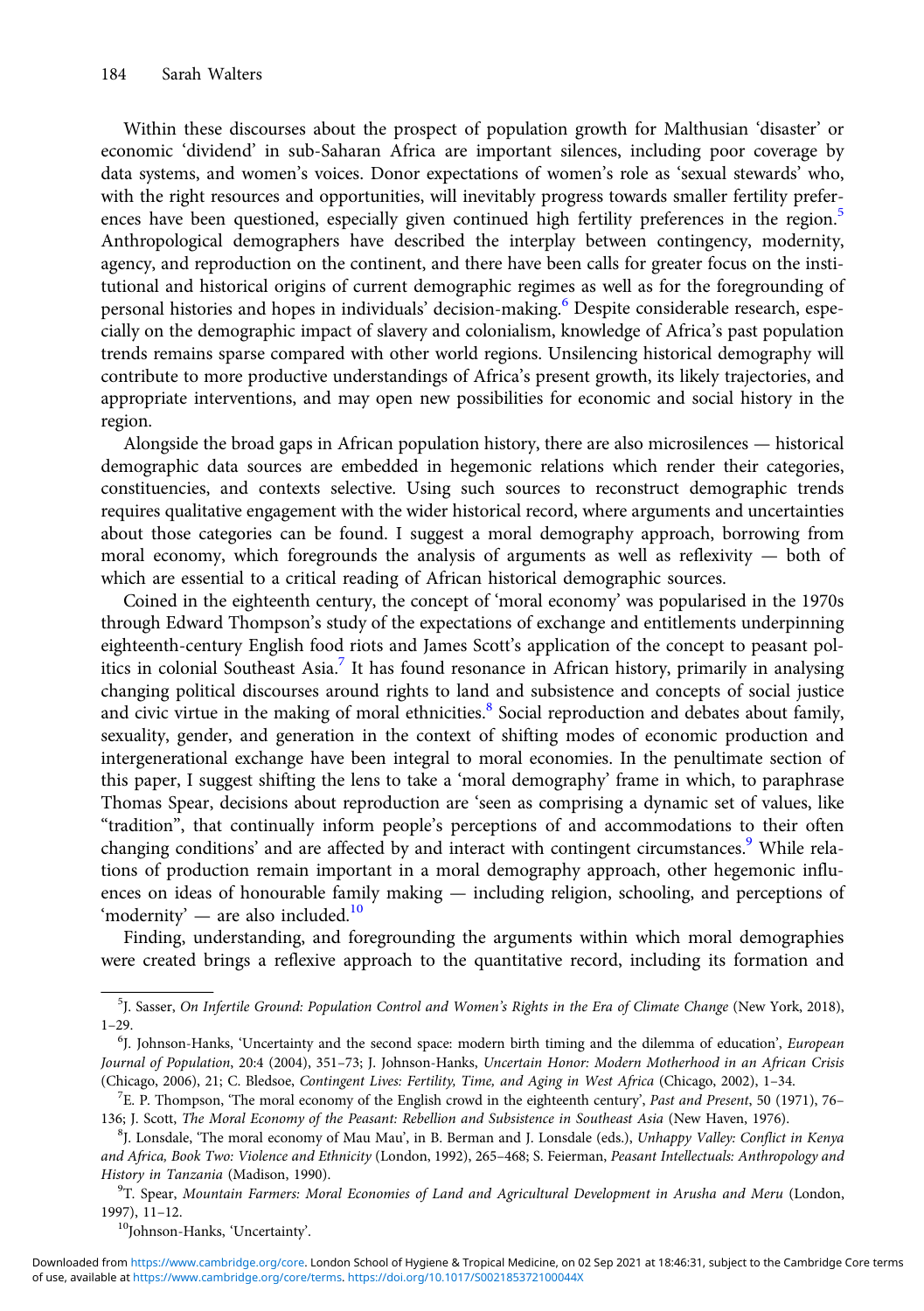Within these discourses about the prospect of population growth for Malthusian 'disaster' or economic 'dividend' in sub-Saharan Africa are important silences, including poor coverage by data systems, and women's voices. Donor expectations of women's role as 'sexual stewards' who, with the right resources and opportunities, will inevitably progress towards smaller fertility preferences have been questioned, especially given continued high fertility preferences in the region.[5] Anthropological demographers have described the interplay between contingency, modernity, agency, and reproduction on the continent, and there have been calls for greater focus on the institutional and historical origins of current demographic regimes as well as for the foregrounding of personal histories and hopes in individuals' decision-making.[6] Despite considerable research, especially on the demographic impact of slavery and colonialism, knowledge of Africa's past population trends remains sparse compared with other world regions. Unsilencing historical demography will contribute to more productive understandings of Africa's present growth, its likely trajectories, and appropriate interventions, and may open new possibilities for economic and social history in the region.

Alongside the broad gaps in African population history, there are also microsilences — historical demographic data sources are embedded in hegemonic relations which render their categories, constituencies, and contexts selective. Using such sources to reconstruct demographic trends requires qualitative engagement with the wider historical record, where arguments and uncertainties about those categories can be found. I suggest a moral demography approach, borrowing from moral economy, which foregrounds the analysis of arguments as well as reflexivity — both of which are essential to a critical reading of African historical demographic sources.

Coined in the eighteenth century, the concept of 'moral economy' was popularised in the 1970s through Edward Thompson's study of the expectations of exchange and entitlements underpinning eighteenth-century English food riots and James Scott's application of the concept to peasant politics in colonial Southeast Asia.[7] It has found resonance in African history, primarily in analysing changing political discourses around rights to land and subsistence and concepts of social justice and civic virtue in the making of moral ethnicities.[8] Social reproduction and debates about family, sexuality, gender, and generation in the context of shifting modes of economic production and intergenerational exchange have been integral to moral economies. In the penultimate section of this paper, I suggest shifting the lens to take a 'moral demography' frame in which, to paraphrase Thomas Spear, decisions about reproduction are 'seen as comprising a dynamic set of values, like "tradition", that continually inform people's perceptions of and accommodations to their often changing conditions' and are affected by and interact with contingent circumstances.[9] While relations of production remain important in a moral demography approach, other hegemonic influences on ideas of honourable family making — including religion, schooling, and perceptions of 'modernity' — are also included.[10]

Finding, understanding, and foregrounding the arguments within which moral demographies were created brings a reflexive approach to the quantitative record, including its formation and

---

[5] J. Sasser, *On Infertile Ground: Population Control and Women's Rights in the Era of Climate Change* (New York, 2018), 1–29.

[6] J. Johnson-Hanks, 'Uncertainty and the second space: modern birth timing and the dilemma of education', *European Journal of Population*, 20:4 (2004), 351–73; J. Johnson-Hanks, *Uncertain Honor: Modern Motherhood in an African Crisis* (Chicago, 2006), 21; C. Bledsoe, *Contingent Lives: Fertility, Time, and Aging in West Africa* (Chicago, 2002), 1–34.

[7] E. P. Thompson, 'The moral economy of the English crowd in the eighteenth century', *Past and Present*, 50 (1971), 76–136; J. Scott, *The Moral Economy of the Peasant: Rebellion and Subsistence in Southeast Asia* (New Haven, 1976).

[8] J. Lonsdale, 'The moral economy of Mau Mau', in B. Berman and J. Lonsdale (eds.), *Unhappy Valley: Conflict in Kenya and Africa, Book Two: Violence and Ethnicity* (London, 1992), 265–468; S. Feierman, *Peasant Intellectuals: Anthropology and History in Tanzania* (Madison, 1990).

[9] T. Spear, *Mountain Farmers: Moral Economies of Land and Agricultural Development in Arusha and Meru* (London, 1997), 11–12.

[10] Johnson-Hanks, 'Uncertainty'.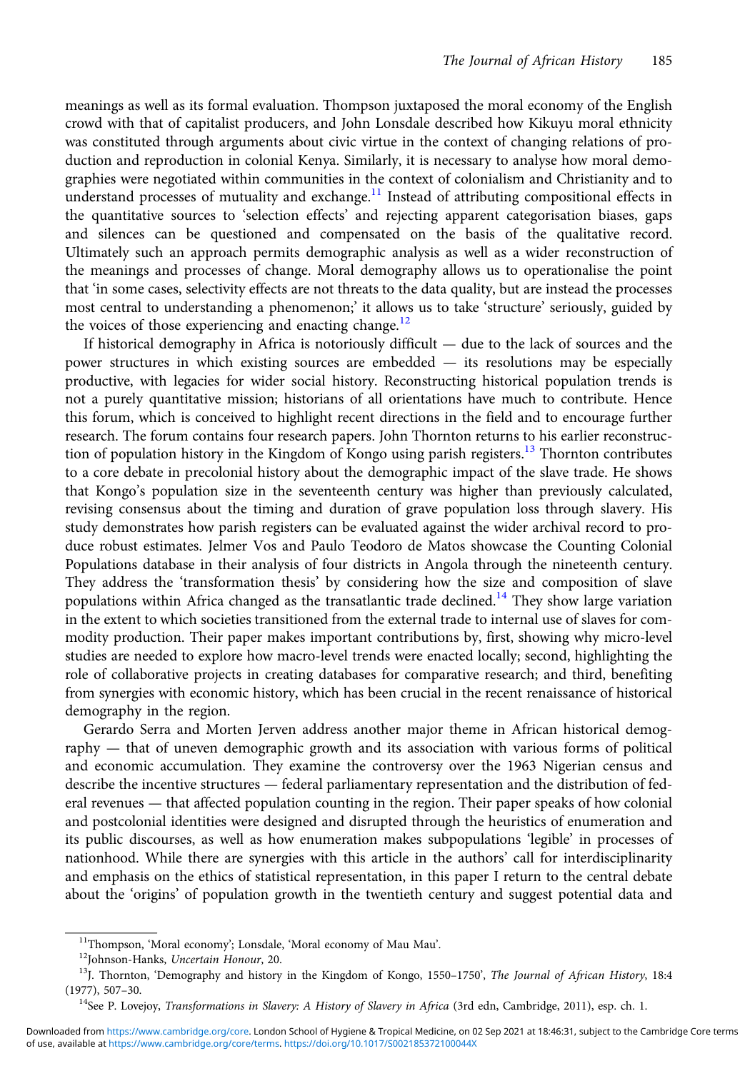meanings as well as its formal evaluation. Thompson juxtaposed the moral economy of the English crowd with that of capitalist producers, and John Lonsdale described how Kikuyu moral ethnicity was constituted through arguments about civic virtue in the context of changing relations of production and reproduction in colonial Kenya. Similarly, it is necessary to analyse how moral demographies were negotiated within communities in the context of colonialism and Christianity and to understand processes of mutuality and exchange.[11] Instead of attributing compositional effects in the quantitative sources to 'selection effects' and rejecting apparent categorisation biases, gaps and silences can be questioned and compensated on the basis of the qualitative record. Ultimately such an approach permits demographic analysis as well as a wider reconstruction of the meanings and processes of change. Moral demography allows us to operationalise the point that 'in some cases, selectivity effects are not threats to the data quality, but are instead the processes most central to understanding a phenomenon;' it allows us to take 'structure' seriously, guided by the voices of those experiencing and enacting change.[12]

If historical demography in Africa is notoriously difficult — due to the lack of sources and the power structures in which existing sources are embedded — its resolutions may be especially productive, with legacies for wider social history. Reconstructing historical population trends is not a purely quantitative mission; historians of all orientations have much to contribute. Hence this forum, which is conceived to highlight recent directions in the field and to encourage further research. The forum contains four research papers. John Thornton returns to his earlier reconstruction of population history in the Kingdom of Kongo using parish registers.[13] Thornton contributes to a core debate in precolonial history about the demographic impact of the slave trade. He shows that Kongo's population size in the seventeenth century was higher than previously calculated, revising consensus about the timing and duration of grave population loss through slavery. His study demonstrates how parish registers can be evaluated against the wider archival record to produce robust estimates. Jelmer Vos and Paulo Teodoro de Matos showcase the Counting Colonial Populations database in their analysis of four districts in Angola through the nineteenth century. They address the 'transformation thesis' by considering how the size and composition of slave populations within Africa changed as the transatlantic trade declined.[14] They show large variation in the extent to which societies transitioned from the external trade to internal use of slaves for commodity production. Their paper makes important contributions by, first, showing why micro-level studies are needed to explore how macro-level trends were enacted locally; second, highlighting the role of collaborative projects in creating databases for comparative research; and third, benefiting from synergies with economic history, which has been crucial in the recent renaissance of historical demography in the region.

Gerardo Serra and Morten Jerven address another major theme in African historical demography — that of uneven demographic growth and its association with various forms of political and economic accumulation. They examine the controversy over the 1963 Nigerian census and describe the incentive structures — federal parliamentary representation and the distribution of federal revenues — that affected population counting in the region. Their paper speaks of how colonial and postcolonial identities were designed and disrupted through the heuristics of enumeration and its public discourses, as well as how enumeration makes subpopulations 'legible' in processes of nationhood. While there are synergies with this article in the authors' call for interdisciplinarity and emphasis on the ethics of statistical representation, in this paper I return to the central debate about the 'origins' of population growth in the twentieth century and suggest potential data and

[11] Thompson, 'Moral economy'; Lonsdale, 'Moral economy of Mau Mau'.

[12] Johnson-Hanks, *Uncertain Honour*, 20.

[13] J. Thornton, 'Demography and history in the Kingdom of Kongo, 1550–1750', *The Journal of African History*, 18:4 (1977), 507–30.

[14] See P. Lovejoy, *Transformations in Slavery: A History of Slavery in Africa* (3rd edn, Cambridge, 2011), esp. ch. 1.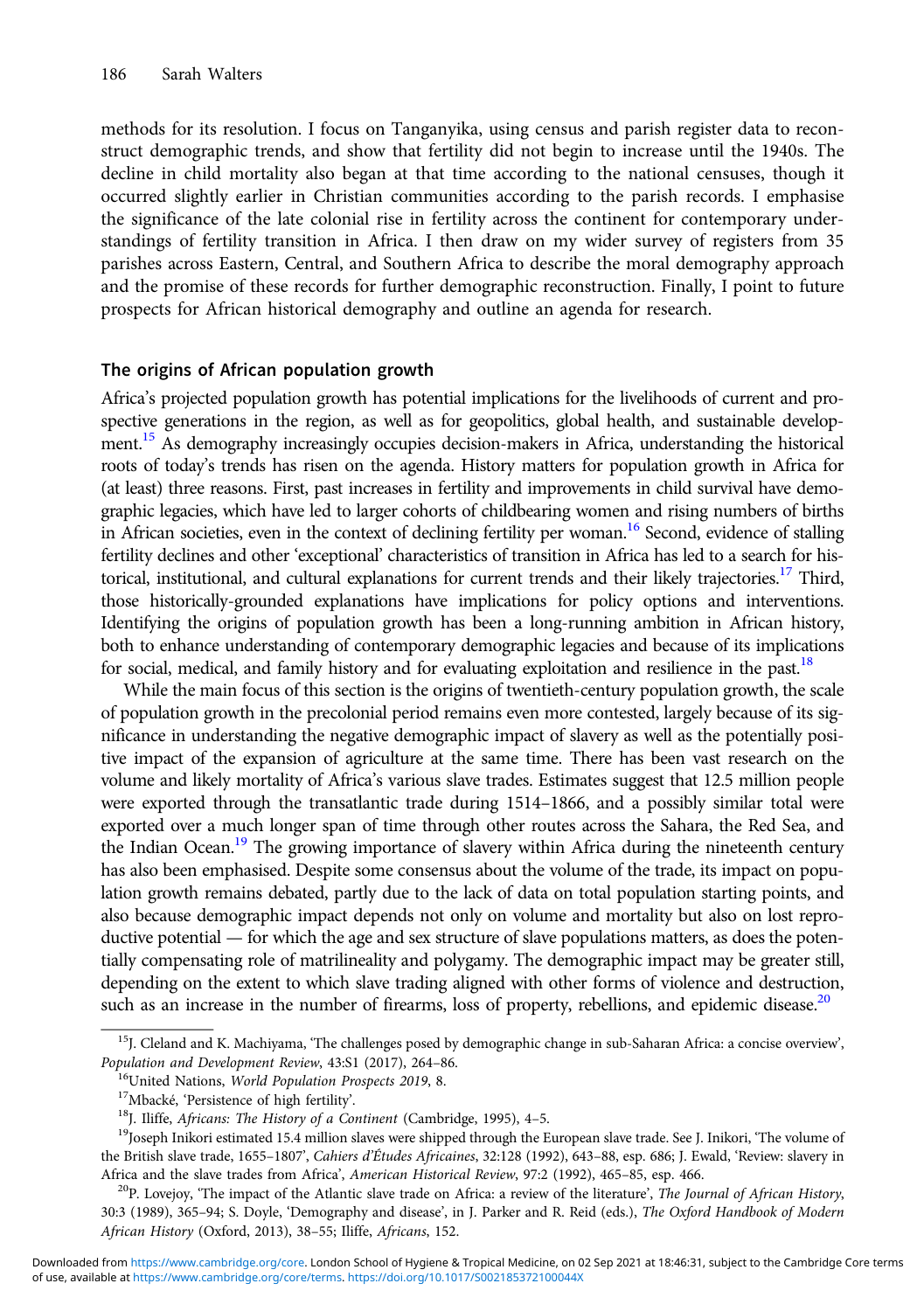methods for its resolution. I focus on Tanganyika, using census and parish register data to reconstruct demographic trends, and show that fertility did not begin to increase until the 1940s. The decline in child mortality also began at that time according to the national censuses, though it occurred slightly earlier in Christian communities according to the parish records. I emphasise the significance of the late colonial rise in fertility across the continent for contemporary understandings of fertility transition in Africa. I then draw on my wider survey of registers from 35 parishes across Eastern, Central, and Southern Africa to describe the moral demography approach and the promise of these records for further demographic reconstruction. Finally, I point to future prospects for African historical demography and outline an agenda for research.

## The origins of African population growth

Africa's projected population growth has potential implications for the livelihoods of current and prospective generations in the region, as well as for geopolitics, global health, and sustainable development.[15] As demography increasingly occupies decision-makers in Africa, understanding the historical roots of today's trends has risen on the agenda. History matters for population growth in Africa for (at least) three reasons. First, past increases in fertility and improvements in child survival have demographic legacies, which have led to larger cohorts of childbearing women and rising numbers of births in African societies, even in the context of declining fertility per woman.[16] Second, evidence of stalling fertility declines and other 'exceptional' characteristics of transition in Africa has led to a search for historical, institutional, and cultural explanations for current trends and their likely trajectories.[17] Third, those historically-grounded explanations have implications for policy options and interventions. Identifying the origins of population growth has been a long-running ambition in African history, both to enhance understanding of contemporary demographic legacies and because of its implications for social, medical, and family history and for evaluating exploitation and resilience in the past.[18]

While the main focus of this section is the origins of twentieth-century population growth, the scale of population growth in the precolonial period remains even more contested, largely because of its significance in understanding the negative demographic impact of slavery as well as the potentially positive impact of the expansion of agriculture at the same time. There has been vast research on the volume and likely mortality of Africa's various slave trades. Estimates suggest that 12.5 million people were exported through the transatlantic trade during 1514–1866, and a possibly similar total were exported over a much longer span of time through other routes across the Sahara, the Red Sea, and the Indian Ocean.[19] The growing importance of slavery within Africa during the nineteenth century has also been emphasised. Despite some consensus about the volume of the trade, its impact on population growth remains debated, partly due to the lack of data on total population starting points, and also because demographic impact depends not only on volume and mortality but also on lost reproductive potential — for which the age and sex structure of slave populations matters, as does the potentially compensating role of matrilineality and polygamy. The demographic impact may be greater still, depending on the extent to which slave trading aligned with other forms of violence and destruction, such as an increase in the number of firearms, loss of property, rebellions, and epidemic disease.[20]

---

[15] J. Cleland and K. Machiyama, 'The challenges posed by demographic change in sub-Saharan Africa: a concise overview', *Population and Development Review*, 43:S1 (2017), 264–86.

[16] United Nations, *World Population Prospects 2019*, 8.

[17] Mbacké, 'Persistence of high fertility'.

[18] J. Iliffe, *Africans: The History of a Continent* (Cambridge, 1995), 4–5.

[19] Joseph Inikori estimated 15.4 million slaves were shipped through the European slave trade. See J. Inikori, 'The volume of the British slave trade, 1655–1807', *Cahiers d'Études Africaines*, 32:128 (1992), 643–88, esp. 686; J. Ewald, 'Review: slavery in Africa and the slave trades from Africa', *American Historical Review*, 97:2 (1992), 465–85, esp. 466.

[20] P. Lovejoy, 'The impact of the Atlantic slave trade on Africa: a review of the literature', *The Journal of African History*, 30:3 (1989), 365–94; S. Doyle, 'Demography and disease', in J. Parker and R. Reid (eds.), *The Oxford Handbook of Modern African History* (Oxford, 2013), 38–55; Iliffe, *Africans*, 152.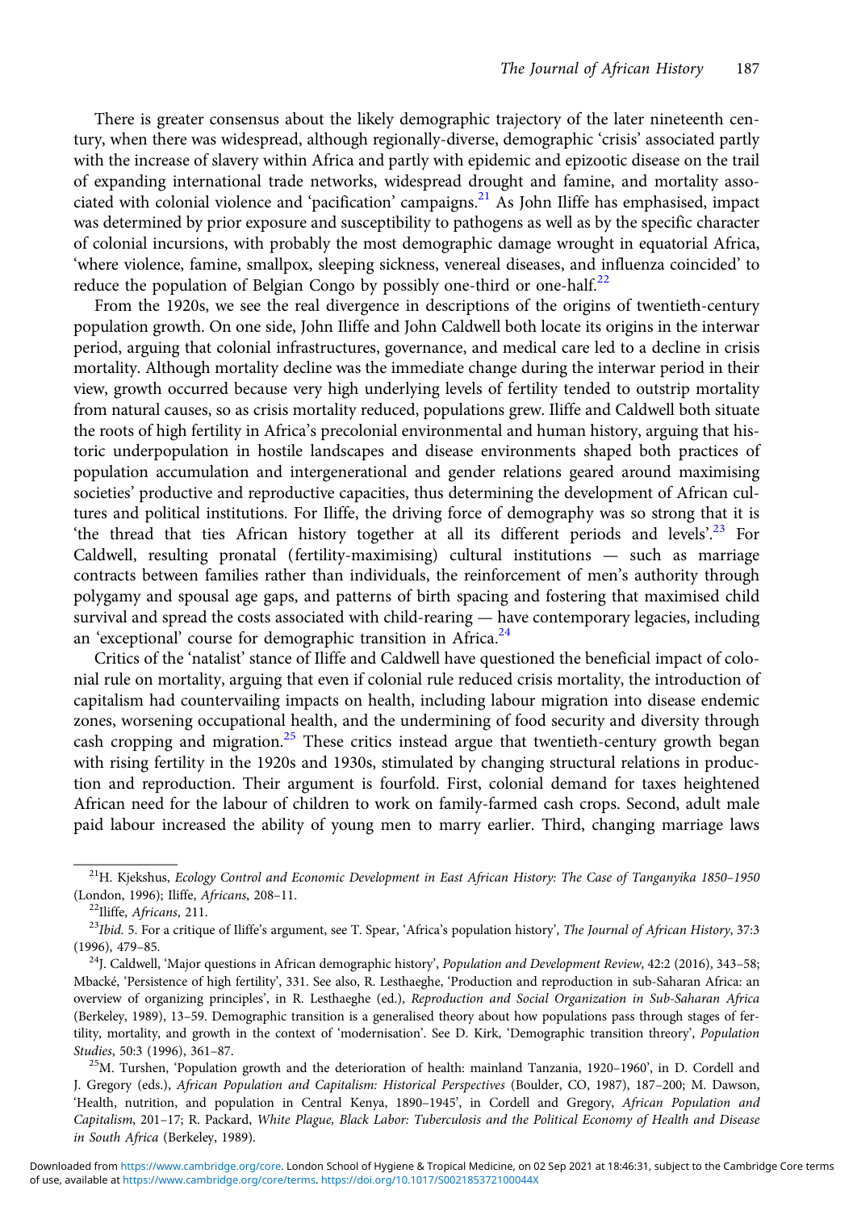There is greater consensus about the likely demographic trajectory of the later nineteenth century, when there was widespread, although regionally-diverse, demographic 'crisis' associated partly with the increase of slavery within Africa and partly with epidemic and epizootic disease on the trail of expanding international trade networks, widespread drought and famine, and mortality associated with colonial violence and 'pacification' campaigns.[21] As John Iliffe has emphasised, impact was determined by prior exposure and susceptibility to pathogens as well as by the specific character of colonial incursions, with probably the most demographic damage wrought in equatorial Africa, 'where violence, famine, smallpox, sleeping sickness, venereal diseases, and influenza coincided' to reduce the population of Belgian Congo by possibly one-third or one-half.[22]

From the 1920s, we see the real divergence in descriptions of the origins of twentieth-century population growth. On one side, John Iliffe and John Caldwell both locate its origins in the interwar period, arguing that colonial infrastructures, governance, and medical care led to a decline in crisis mortality. Although mortality decline was the immediate change during the interwar period in their view, growth occurred because very high underlying levels of fertility tended to outstrip mortality from natural causes, so as crisis mortality reduced, populations grew. Iliffe and Caldwell both situate the roots of high fertility in Africa's precolonial environmental and human history, arguing that historic underpopulation in hostile landscapes and disease environments shaped both practices of population accumulation and intergenerational and gender relations geared around maximising societies' productive and reproductive capacities, thus determining the development of African cultures and political institutions. For Iliffe, the driving force of demography was so strong that it is 'the thread that ties African history together at all its different periods and levels'.[23] For Caldwell, resulting pronatal (fertility-maximising) cultural institutions — such as marriage contracts between families rather than individuals, the reinforcement of men's authority through polygamy and spousal age gaps, and patterns of birth spacing and fostering that maximised child survival and spread the costs associated with child-rearing — have contemporary legacies, including an 'exceptional' course for demographic transition in Africa.[24]

Critics of the 'natalist' stance of Iliffe and Caldwell have questioned the beneficial impact of colonial rule on mortality, arguing that even if colonial rule reduced crisis mortality, the introduction of capitalism had countervailing impacts on health, including labour migration into disease endemic zones, worsening occupational health, and the undermining of food security and diversity through cash cropping and migration.[25] These critics instead argue that twentieth-century growth began with rising fertility in the 1920s and 1930s, stimulated by changing structural relations in production and reproduction. Their argument is fourfold. First, colonial demand for taxes heightened African need for the labour of children to work on family-farmed cash crops. Second, adult male paid labour increased the ability of young men to marry earlier. Third, changing marriage laws

---

[21] H. Kjekshus, *Ecology Control and Economic Development in East African History: The Case of Tanganyika 1850–1950* (London, 1996); Iliffe, *Africans*, 208–11.

[22] Iliffe, *Africans*, 211.

[23] *Ibid.* 5. For a critique of Iliffe's argument, see T. Spear, 'Africa's population history', *The Journal of African History*, 37:3 (1996), 479–85.

[24] J. Caldwell, 'Major questions in African demographic history', *Population and Development Review*, 42:2 (2016), 343–58; Mbacké, 'Persistence of high fertility', 331. See also, R. Lesthaeghe, 'Production and reproduction in sub-Saharan Africa: an overview of organizing principles', in R. Lesthaeghe (ed.), *Reproduction and Social Organization in Sub-Saharan Africa* (Berkeley, 1989), 13–59. Demographic transition is a generalised theory about how populations pass through stages of fertility, mortality, and growth in the context of 'modernisation'. See D. Kirk, 'Demographic transition threory', *Population Studies*, 50:3 (1996), 361–87.

[25] M. Turshen, 'Population growth and the deterioration of health: mainland Tanzania, 1920–1960', in D. Cordell and J. Gregory (eds.), *African Population and Capitalism: Historical Perspectives* (Boulder, CO, 1987), 187–200; M. Dawson, 'Health, nutrition, and population in Central Kenya, 1890–1945', in Cordell and Gregory, *African Population and Capitalism*, 201–17; R. Packard, *White Plague, Black Labor: Tuberculosis and the Political Economy of Health and Disease in South Africa* (Berkeley, 1989).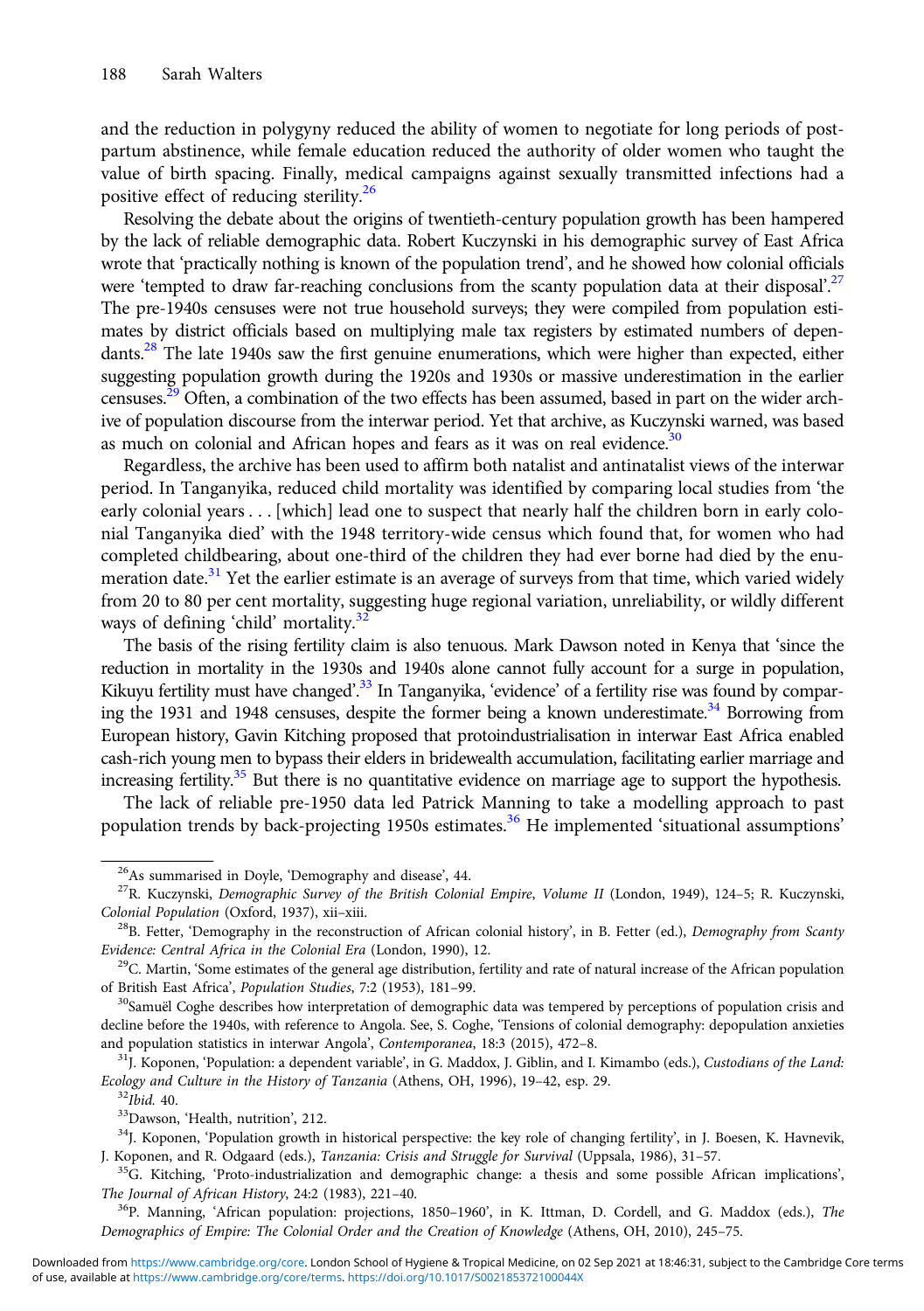and the reduction in polygyny reduced the ability of women to negotiate for long periods of postpartum abstinence, while female education reduced the authority of older women who taught the value of birth spacing. Finally, medical campaigns against sexually transmitted infections had a positive effect of reducing sterility.[26]

Resolving the debate about the origins of twentieth-century population growth has been hampered by the lack of reliable demographic data. Robert Kuczynski in his demographic survey of East Africa wrote that 'practically nothing is known of the population trend', and he showed how colonial officials were 'tempted to draw far-reaching conclusions from the scanty population data at their disposal'.[27] The pre-1940s censuses were not true household surveys; they were compiled from population estimates by district officials based on multiplying male tax registers by estimated numbers of dependants.[28] The late 1940s saw the first genuine enumerations, which were higher than expected, either suggesting population growth during the 1920s and 1930s or massive underestimation in the earlier censuses.[29] Often, a combination of the two effects has been assumed, based in part on the wider archive of population discourse from the interwar period. Yet that archive, as Kuczynski warned, was based as much on colonial and African hopes and fears as it was on real evidence.[30]

Regardless, the archive has been used to affirm both natalist and antinatalist views of the interwar period. In Tanganyika, reduced child mortality was identified by comparing local studies from 'the early colonial years . . . [which] lead one to suspect that nearly half the children born in early colonial Tanganyika died' with the 1948 territory-wide census which found that, for women who had completed childbearing, about one-third of the children they had ever borne had died by the enumeration date.[31] Yet the earlier estimate is an average of surveys from that time, which varied widely from 20 to 80 per cent mortality, suggesting huge regional variation, unreliability, or wildly different ways of defining 'child' mortality.[32]

The basis of the rising fertility claim is also tenuous. Mark Dawson noted in Kenya that 'since the reduction in mortality in the 1930s and 1940s alone cannot fully account for a surge in population, Kikuyu fertility must have changed'.[33] In Tanganyika, 'evidence' of a fertility rise was found by comparing the 1931 and 1948 censuses, despite the former being a known underestimate.[34] Borrowing from European history, Gavin Kitching proposed that protoindustrialisation in interwar East Africa enabled cash-rich young men to bypass their elders in bridewealth accumulation, facilitating earlier marriage and increasing fertility.[35] But there is no quantitative evidence on marriage age to support the hypothesis.

The lack of reliable pre-1950 data led Patrick Manning to take a modelling approach to past population trends by back-projecting 1950s estimates.[36] He implemented 'situational assumptions'

---

[26] As summarised in Doyle, 'Demography and disease', 44.

[27] R. Kuczynski, *Demographic Survey of the British Colonial Empire*, *Volume II* (London, 1949), 124–5; R. Kuczynski, *Colonial Population* (Oxford, 1937), xii–xiii.

[28] B. Fetter, 'Demography in the reconstruction of African colonial history', in B. Fetter (ed.), *Demography from Scanty Evidence: Central Africa in the Colonial Era* (London, 1990), 12.

[29] C. Martin, 'Some estimates of the general age distribution, fertility and rate of natural increase of the African population of British East Africa', *Population Studies*, 7:2 (1953), 181–99.

[30] Samuël Coghe describes how interpretation of demographic data was tempered by perceptions of population crisis and decline before the 1940s, with reference to Angola. See, S. Coghe, 'Tensions of colonial demography: depopulation anxieties and population statistics in interwar Angola', *Contemporanea*, 18:3 (2015), 472–8.

[31] J. Koponen, 'Population: a dependent variable', in G. Maddox, J. Giblin, and I. Kimambo (eds.), *Custodians of the Land: Ecology and Culture in the History of Tanzania* (Athens, OH, 1996), 19–42, esp. 29.

[32] *Ibid.* 40.

[33] Dawson, 'Health, nutrition', 212.

[34] J. Koponen, 'Population growth in historical perspective: the key role of changing fertility', in J. Boesen, K. Havnevik, J. Koponen, and R. Odgaard (eds.), *Tanzania: Crisis and Struggle for Survival* (Uppsala, 1986), 31–57.

[35] G. Kitching, 'Proto-industrialization and demographic change: a thesis and some possible African implications', *The Journal of African History*, 24:2 (1983), 221–40.

[36] P. Manning, 'African population: projections, 1850–1960', in K. Ittman, D. Cordell, and G. Maddox (eds.), *The Demographics of Empire: The Colonial Order and the Creation of Knowledge* (Athens, OH, 2010), 245–75.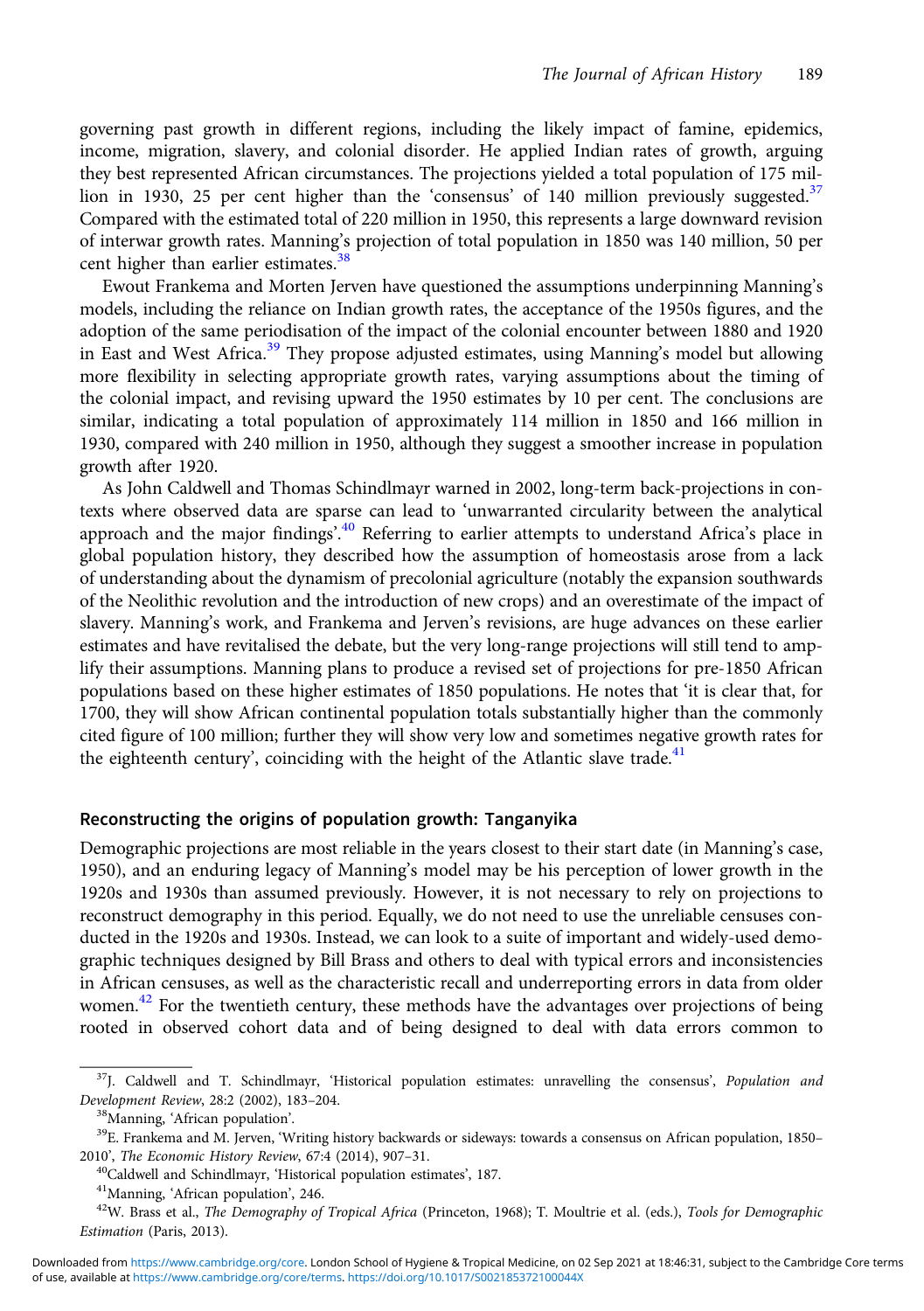governing past growth in different regions, including the likely impact of famine, epidemics, income, migration, slavery, and colonial disorder. He applied Indian rates of growth, arguing they best represented African circumstances. The projections yielded a total population of 175 million in 1930, 25 per cent higher than the 'consensus' of 140 million previously suggested.[37] Compared with the estimated total of 220 million in 1950, this represents a large downward revision of interwar growth rates. Manning's projection of total population in 1850 was 140 million, 50 per cent higher than earlier estimates.[38]

Ewout Frankema and Morten Jerven have questioned the assumptions underpinning Manning's models, including the reliance on Indian growth rates, the acceptance of the 1950s figures, and the adoption of the same periodisation of the impact of the colonial encounter between 1880 and 1920 in East and West Africa.[39] They propose adjusted estimates, using Manning's model but allowing more flexibility in selecting appropriate growth rates, varying assumptions about the timing of the colonial impact, and revising upward the 1950 estimates by 10 per cent. The conclusions are similar, indicating a total population of approximately 114 million in 1850 and 166 million in 1930, compared with 240 million in 1950, although they suggest a smoother increase in population growth after 1920.

As John Caldwell and Thomas Schindlmayr warned in 2002, long-term back-projections in contexts where observed data are sparse can lead to 'unwarranted circularity between the analytical approach and the major findings'.[40] Referring to earlier attempts to understand Africa's place in global population history, they described how the assumption of homeostasis arose from a lack of understanding about the dynamism of precolonial agriculture (notably the expansion southwards of the Neolithic revolution and the introduction of new crops) and an overestimate of the impact of slavery. Manning's work, and Frankema and Jerven's revisions, are huge advances on these earlier estimates and have revitalised the debate, but the very long-range projections will still tend to amplify their assumptions. Manning plans to produce a revised set of projections for pre-1850 African populations based on these higher estimates of 1850 populations. He notes that 'it is clear that, for 1700, they will show African continental population totals substantially higher than the commonly cited figure of 100 million; further they will show very low and sometimes negative growth rates for the eighteenth century', coinciding with the height of the Atlantic slave trade.[41]

## Reconstructing the origins of population growth: Tanganyika

Demographic projections are most reliable in the years closest to their start date (in Manning's case, 1950), and an enduring legacy of Manning's model may be his perception of lower growth in the 1920s and 1930s than assumed previously. However, it is not necessary to rely on projections to reconstruct demography in this period. Equally, we do not need to use the unreliable censuses conducted in the 1920s and 1930s. Instead, we can look to a suite of important and widely-used demographic techniques designed by Bill Brass and others to deal with typical errors and inconsistencies in African censuses, as well as the characteristic recall and underreporting errors in data from older women.[42] For the twentieth century, these methods have the advantages over projections of being rooted in observed cohort data and of being designed to deal with data errors common to

---

[37] J. Caldwell and T. Schindlmayr, 'Historical population estimates: unravelling the consensus', *Population and Development Review*, 28:2 (2002), 183–204.

[38] Manning, 'African population'.

[39] E. Frankema and M. Jerven, 'Writing history backwards or sideways: towards a consensus on African population, 1850–2010', *The Economic History Review*, 67:4 (2014), 907–31.

[40] Caldwell and Schindlmayr, 'Historical population estimates', 187.

[41] Manning, 'African population', 246.

[42] W. Brass et al., *The Demography of Tropical Africa* (Princeton, 1968); T. Moultrie et al. (eds.), *Tools for Demographic Estimation* (Paris, 2013).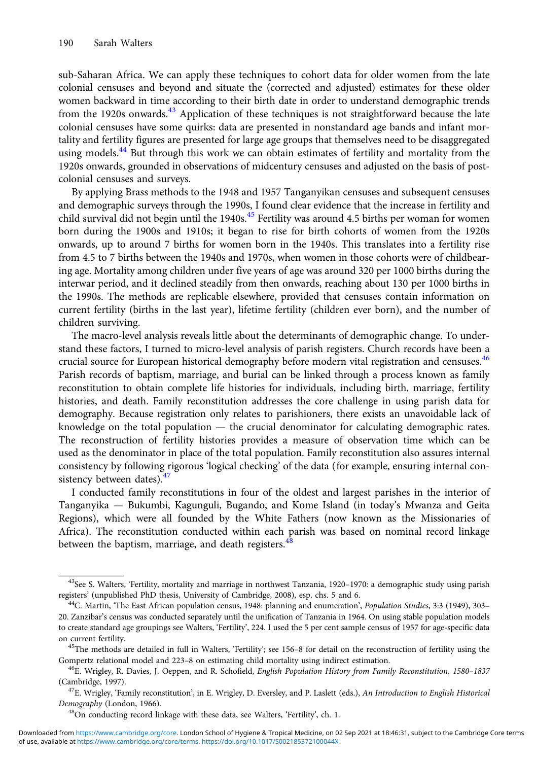sub-Saharan Africa. We can apply these techniques to cohort data for older women from the late colonial censuses and beyond and situate the (corrected and adjusted) estimates for these older women backward in time according to their birth date in order to understand demographic trends from the 1920s onwards.[43] Application of these techniques is not straightforward because the late colonial censuses have some quirks: data are presented in nonstandard age bands and infant mortality and fertility figures are presented for large age groups that themselves need to be disaggregated using models.[44] But through this work we can obtain estimates of fertility and mortality from the 1920s onwards, grounded in observations of midcentury censuses and adjusted on the basis of post-colonial censuses and surveys.

By applying Brass methods to the 1948 and 1957 Tanganyikan censuses and subsequent censuses and demographic surveys through the 1990s, I found clear evidence that the increase in fertility and child survival did not begin until the 1940s.[45] Fertility was around 4.5 births per woman for women born during the 1900s and 1910s; it began to rise for birth cohorts of women from the 1920s onwards, up to around 7 births for women born in the 1940s. This translates into a fertility rise from 4.5 to 7 births between the 1940s and 1970s, when women in those cohorts were of childbearing age. Mortality among children under five years of age was around 320 per 1000 births during the interwar period, and it declined steadily from then onwards, reaching about 130 per 1000 births in the 1990s. The methods are replicable elsewhere, provided that censuses contain information on current fertility (births in the last year), lifetime fertility (children ever born), and the number of children surviving.

The macro-level analysis reveals little about the determinants of demographic change. To understand these factors, I turned to micro-level analysis of parish registers. Church records have been a crucial source for European historical demography before modern vital registration and censuses.[46] Parish records of baptism, marriage, and burial can be linked through a process known as family reconstitution to obtain complete life histories for individuals, including birth, marriage, fertility histories, and death. Family reconstitution addresses the core challenge in using parish data for demography. Because registration only relates to parishioners, there exists an unavoidable lack of knowledge on the total population — the crucial denominator for calculating demographic rates. The reconstruction of fertility histories provides a measure of observation time which can be used as the denominator in place of the total population. Family reconstitution also assures internal consistency by following rigorous 'logical checking' of the data (for example, ensuring internal consistency between dates).[47]

I conducted family reconstitutions in four of the oldest and largest parishes in the interior of Tanganyika — Bukumbi, Kagunguli, Bugando, and Kome Island (in today's Mwanza and Geita Regions), which were all founded by the White Fathers (now known as the Missionaries of Africa). The reconstitution conducted within each parish was based on nominal record linkage between the baptism, marriage, and death registers.[48]

---

[43] See S. Walters, 'Fertility, mortality and marriage in northwest Tanzania, 1920–1970: a demographic study using parish registers' (unpublished PhD thesis, University of Cambridge, 2008), esp. chs. 5 and 6.

[44] C. Martin, 'The East African population census, 1948: planning and enumeration', *Population Studies*, 3:3 (1949), 303–20. Zanzibar's census was conducted separately until the unification of Tanzania in 1964. On using stable population models to create standard age groupings see Walters, 'Fertility', 224. I used the 5 per cent sample census of 1957 for age-specific data on current fertility.

[45] The methods are detailed in full in Walters, 'Fertility'; see 156–8 for detail on the reconstruction of fertility using the Gompertz relational model and 223–8 on estimating child mortality using indirect estimation.

[46] E. Wrigley, R. Davies, J. Oeppen, and R. Schofield, *English Population History from Family Reconstitution, 1580–1837* (Cambridge, 1997).

[47] E. Wrigley, 'Family reconstitution', in E. Wrigley, D. Eversley, and P. Laslett (eds.), *An Introduction to English Historical Demography* (London, 1966).

[48] On conducting record linkage with these data, see Walters, 'Fertility', ch. 1.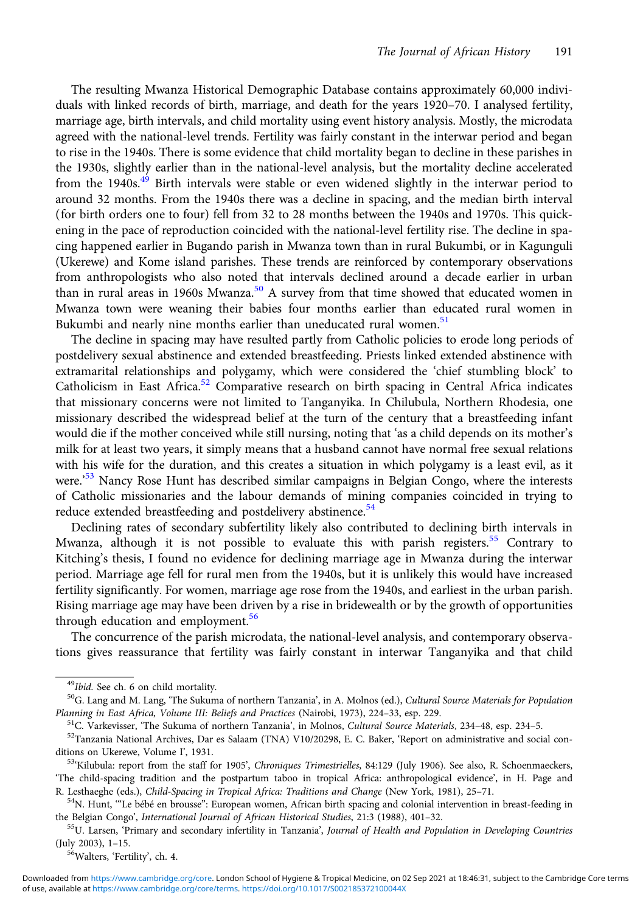The resulting Mwanza Historical Demographic Database contains approximately 60,000 individuals with linked records of birth, marriage, and death for the years 1920–70. I analysed fertility, marriage age, birth intervals, and child mortality using event history analysis. Mostly, the microdata agreed with the national-level trends. Fertility was fairly constant in the interwar period and began to rise in the 1940s. There is some evidence that child mortality began to decline in these parishes in the 1930s, slightly earlier than in the national-level analysis, but the mortality decline accelerated from the 1940s.[49] Birth intervals were stable or even widened slightly in the interwar period to around 32 months. From the 1940s there was a decline in spacing, and the median birth interval (for birth orders one to four) fell from 32 to 28 months between the 1940s and 1970s. This quickening in the pace of reproduction coincided with the national-level fertility rise. The decline in spacing happened earlier in Bugando parish in Mwanza town than in rural Bukumbi, or in Kagunguli (Ukerewe) and Kome island parishes. These trends are reinforced by contemporary observations from anthropologists who also noted that intervals declined around a decade earlier in urban than in rural areas in 1960s Mwanza.[50] A survey from that time showed that educated women in Mwanza town were weaning their babies four months earlier than educated rural women in Bukumbi and nearly nine months earlier than uneducated rural women.[51]

The decline in spacing may have resulted partly from Catholic policies to erode long periods of postdelivery sexual abstinence and extended breastfeeding. Priests linked extended abstinence with extramarital relationships and polygamy, which were considered the 'chief stumbling block' to Catholicism in East Africa.[52] Comparative research on birth spacing in Central Africa indicates that missionary concerns were not limited to Tanganyika. In Chilubula, Northern Rhodesia, one missionary described the widespread belief at the turn of the century that a breastfeeding infant would die if the mother conceived while still nursing, noting that 'as a child depends on its mother's milk for at least two years, it simply means that a husband cannot have normal free sexual relations with his wife for the duration, and this creates a situation in which polygamy is a least evil, as it were.'[53] Nancy Rose Hunt has described similar campaigns in Belgian Congo, where the interests of Catholic missionaries and the labour demands of mining companies coincided in trying to reduce extended breastfeeding and postdelivery abstinence.[54]

Declining rates of secondary subfertility likely also contributed to declining birth intervals in Mwanza, although it is not possible to evaluate this with parish registers.[55] Contrary to Kitching's thesis, I found no evidence for declining marriage age in Mwanza during the interwar period. Marriage age fell for rural men from the 1940s, but it is unlikely this would have increased fertility significantly. For women, marriage age rose from the 1940s, and earliest in the urban parish. Rising marriage age may have been driven by a rise in bridewealth or by the growth of opportunities through education and employment.[56]

The concurrence of the parish microdata, the national-level analysis, and contemporary observations gives reassurance that fertility was fairly constant in interwar Tanganyika and that child

---

[49] *Ibid.* See ch. 6 on child mortality.

[50] G. Lang and M. Lang, 'The Sukuma of northern Tanzania', in A. Molnos (ed.), *Cultural Source Materials for Population Planning in East Africa, Volume III: Beliefs and Practices* (Nairobi, 1973), 224–33, esp. 229.

[51] C. Varkevisser, 'The Sukuma of northern Tanzania', in Molnos, *Cultural Source Materials*, 234–48, esp. 234–5.

[52] Tanzania National Archives, Dar es Salaam (TNA) V10/20298, E. C. Baker, 'Report on administrative and social conditions on Ukerewe, Volume I', 1931.

[53] 'Kilubula: report from the staff for 1905', *Chroniques Trimestrielles*, 84:129 (July 1906). See also, R. Schoenmaeckers, 'The child-spacing tradition and the postpartum taboo in tropical Africa: anthropological evidence', in H. Page and R. Lesthaeghe (eds.), *Child-Spacing in Tropical Africa: Traditions and Change* (New York, 1981), 25–71.

[54] N. Hunt, '"Le bébé en brousse": European women, African birth spacing and colonial intervention in breast-feeding in the Belgian Congo', *International Journal of African Historical Studies*, 21:3 (1988), 401–32.

[55] U. Larsen, 'Primary and secondary infertility in Tanzania', *Journal of Health and Population in Developing Countries* (July 2003), 1–15.

[56] Walters, 'Fertility', ch. 4.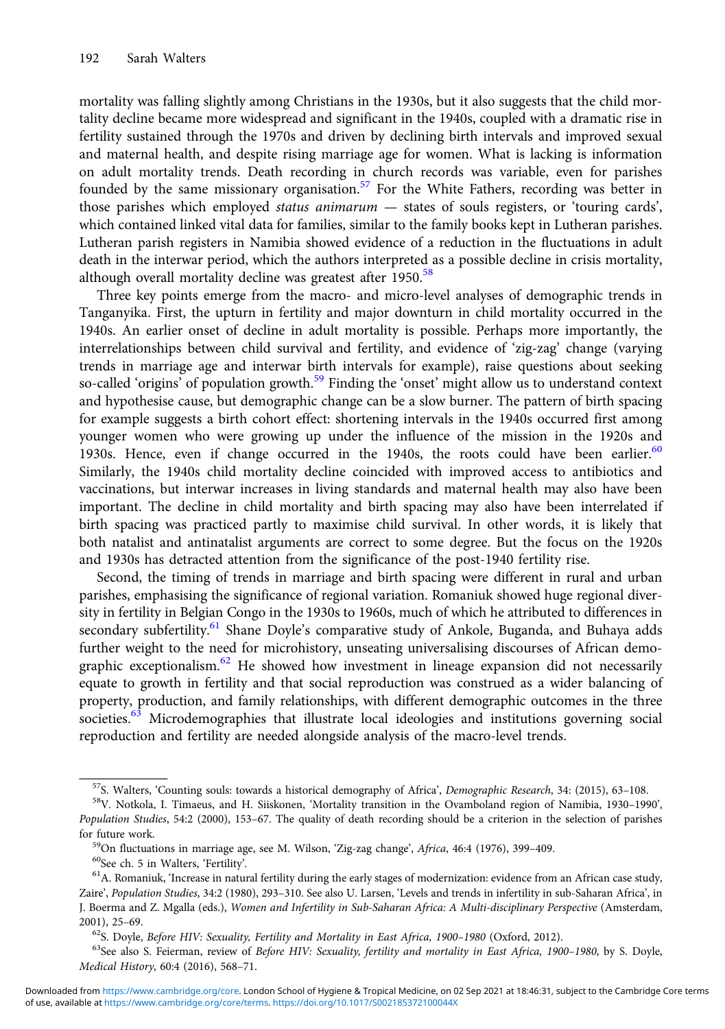mortality was falling slightly among Christians in the 1930s, but it also suggests that the child mortality decline became more widespread and significant in the 1940s, coupled with a dramatic rise in fertility sustained through the 1970s and driven by declining birth intervals and improved sexual and maternal health, and despite rising marriage age for women. What is lacking is information on adult mortality trends. Death recording in church records was variable, even for parishes founded by the same missionary organisation.[57] For the White Fathers, recording was better in those parishes which employed *status animarum* — states of souls registers, or 'touring cards', which contained linked vital data for families, similar to the family books kept in Lutheran parishes. Lutheran parish registers in Namibia showed evidence of a reduction in the fluctuations in adult death in the interwar period, which the authors interpreted as a possible decline in crisis mortality, although overall mortality decline was greatest after 1950.[58]

Three key points emerge from the macro- and micro-level analyses of demographic trends in Tanganyika. First, the upturn in fertility and major downturn in child mortality occurred in the 1940s. An earlier onset of decline in adult mortality is possible. Perhaps more importantly, the interrelationships between child survival and fertility, and evidence of 'zig-zag' change (varying trends in marriage age and interwar birth intervals for example), raise questions about seeking so-called 'origins' of population growth.[59] Finding the 'onset' might allow us to understand context and hypothesise cause, but demographic change can be a slow burner. The pattern of birth spacing for example suggests a birth cohort effect: shortening intervals in the 1940s occurred first among younger women who were growing up under the influence of the mission in the 1920s and 1930s. Hence, even if change occurred in the 1940s, the roots could have been earlier.[60] Similarly, the 1940s child mortality decline coincided with improved access to antibiotics and vaccinations, but interwar increases in living standards and maternal health may also have been important. The decline in child mortality and birth spacing may also have been interrelated if birth spacing was practiced partly to maximise child survival. In other words, it is likely that both natalist and antinatalist arguments are correct to some degree. But the focus on the 1920s and 1930s has detracted attention from the significance of the post-1940 fertility rise.

Second, the timing of trends in marriage and birth spacing were different in rural and urban parishes, emphasising the significance of regional variation. Romaniuk showed huge regional diversity in fertility in Belgian Congo in the 1930s to 1960s, much of which he attributed to differences in secondary subfertility.[61] Shane Doyle's comparative study of Ankole, Buganda, and Buhaya adds further weight to the need for microhistory, unseating universalising discourses of African demographic exceptionalism.[62] He showed how investment in lineage expansion did not necessarily equate to growth in fertility and that social reproduction was construed as a wider balancing of property, production, and family relationships, with different demographic outcomes in the three societies.[63] Microdemographies that illustrate local ideologies and institutions governing social reproduction and fertility are needed alongside analysis of the macro-level trends.

---

[57] S. Walters, 'Counting souls: towards a historical demography of Africa', *Demographic Research*, 34: (2015), 63–108.

[58] V. Notkola, I. Timaeus, and H. Siiskonen, 'Mortality transition in the Ovamboland region of Namibia, 1930–1990', *Population Studies*, 54:2 (2000), 153–67. The quality of death recording should be a criterion in the selection of parishes for future work.

[59] On fluctuations in marriage age, see M. Wilson, 'Zig-zag change', *Africa*, 46:4 (1976), 399–409.

[60] See ch. 5 in Walters, 'Fertility'.

[61] A. Romaniuk, 'Increase in natural fertility during the early stages of modernization: evidence from an African case study, Zaire', *Population Studies*, 34:2 (1980), 293–310. See also U. Larsen, 'Levels and trends in infertility in sub-Saharan Africa', in J. Boerma and Z. Mgalla (eds.), *Women and Infertility in Sub-Saharan Africa: A Multi-disciplinary Perspective* (Amsterdam, 2001), 25–69.

[62] S. Doyle, *Before HIV: Sexuality, Fertility and Mortality in East Africa, 1900–1980* (Oxford, 2012).

[63] See also S. Feierman, review of *Before HIV: Sexuality, fertility and mortality in East Africa, 1900–1980*, by S. Doyle, *Medical History*, 60:4 (2016), 568–71.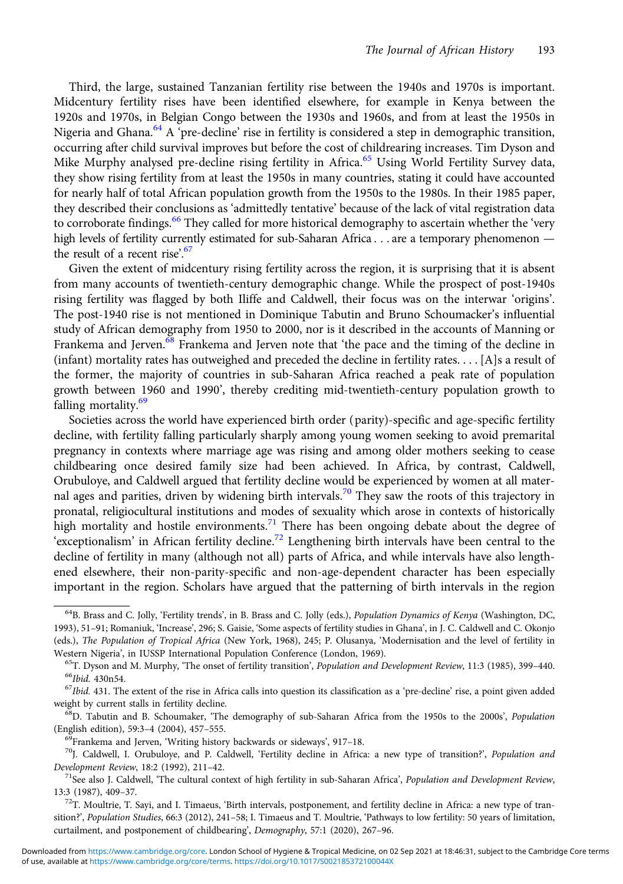Third, the large, sustained Tanzanian fertility rise between the 1940s and 1970s is important. Midcentury fertility rises have been identified elsewhere, for example in Kenya between the 1920s and 1970s, in Belgian Congo between the 1930s and 1960s, and from at least the 1950s in Nigeria and Ghana.[64] A 'pre-decline' rise in fertility is considered a step in demographic transition, occurring after child survival improves but before the cost of childrearing increases. Tim Dyson and Mike Murphy analysed pre-decline rising fertility in Africa.[65] Using World Fertility Survey data, they show rising fertility from at least the 1950s in many countries, stating it could have accounted for nearly half of total African population growth from the 1950s to the 1980s. In their 1985 paper, they described their conclusions as 'admittedly tentative' because of the lack of vital registration data to corroborate findings.[66] They called for more historical demography to ascertain whether the 'very high levels of fertility currently estimated for sub-Saharan Africa . . . are a temporary phenomenon — the result of a recent rise'.[67]

Given the extent of midcentury rising fertility across the region, it is surprising that it is absent from many accounts of twentieth-century demographic change. While the prospect of post-1940s rising fertility was flagged by both Iliffe and Caldwell, their focus was on the interwar 'origins'. The post-1940 rise is not mentioned in Dominique Tabutin and Bruno Schoumacker's influential study of African demography from 1950 to 2000, nor is it described in the accounts of Manning or Frankema and Jerven.[68] Frankema and Jerven note that 'the pace and the timing of the decline in (infant) mortality rates has outweighed and preceded the decline in fertility rates. . . . [A]s a result of the former, the majority of countries in sub-Saharan Africa reached a peak rate of population growth between 1960 and 1990', thereby crediting mid-twentieth-century population growth to falling mortality.[69]

Societies across the world have experienced birth order (parity)-specific and age-specific fertility decline, with fertility falling particularly sharply among young women seeking to avoid premarital pregnancy in contexts where marriage age was rising and among older mothers seeking to cease childbearing once desired family size had been achieved. In Africa, by contrast, Caldwell, Orubuloye, and Caldwell argued that fertility decline would be experienced by women at all maternal ages and parities, driven by widening birth intervals.[70] They saw the roots of this trajectory in pronatal, religiocultural institutions and modes of sexuality which arose in contexts of historically high mortality and hostile environments.[71] There has been ongoing debate about the degree of 'exceptionalism' in African fertility decline.[72] Lengthening birth intervals have been central to the decline of fertility in many (although not all) parts of Africa, and while intervals have also lengthened elsewhere, their non-parity-specific and non-age-dependent character has been especially important in the region. Scholars have argued that the patterning of birth intervals in the region

---

[64] B. Brass and C. Jolly, 'Fertility trends', in B. Brass and C. Jolly (eds.), *Population Dynamics of Kenya* (Washington, DC, 1993), 51–91; Romaniuk, 'Increase', 296; S. Gaisie, 'Some aspects of fertility studies in Ghana', in J. C. Caldwell and C. Okonjo (eds.), *The Population of Tropical Africa* (New York, 1968), 245; P. Olusanya, 'Modernisation and the level of fertility in Western Nigeria', in IUSSP International Population Conference (London, 1969).

[65] T. Dyson and M. Murphy, 'The onset of fertility transition', *Population and Development Review*, 11:3 (1985), 399–440.

[66] *Ibid.* 430n54.

[67] *Ibid.* 431. The extent of the rise in Africa calls into question its classification as a 'pre-decline' rise, a point given added weight by current stalls in fertility decline.

[68] D. Tabutin and B. Schoumaker, 'The demography of sub-Saharan Africa from the 1950s to the 2000s', *Population* (English edition), 59:3–4 (2004), 457–555.

[69] Frankema and Jerven, 'Writing history backwards or sideways', 917–18.

[70] J. Caldwell, I. Orubuloye, and P. Caldwell, 'Fertility decline in Africa: a new type of transition?', *Population and Development Review*, 18:2 (1992), 211–42.

[71] See also J. Caldwell, 'The cultural context of high fertility in sub-Saharan Africa', *Population and Development Review*, 13:3 (1987), 409–37.

[72] T. Moultrie, T. Sayi, and I. Timaeus, 'Birth intervals, postponement, and fertility decline in Africa: a new type of transition?', *Population Studies*, 66:3 (2012), 241–58; I. Timaeus and T. Moultrie, 'Pathways to low fertility: 50 years of limitation, curtailment, and postponement of childbearing', *Demography*, 57:1 (2020), 267–96.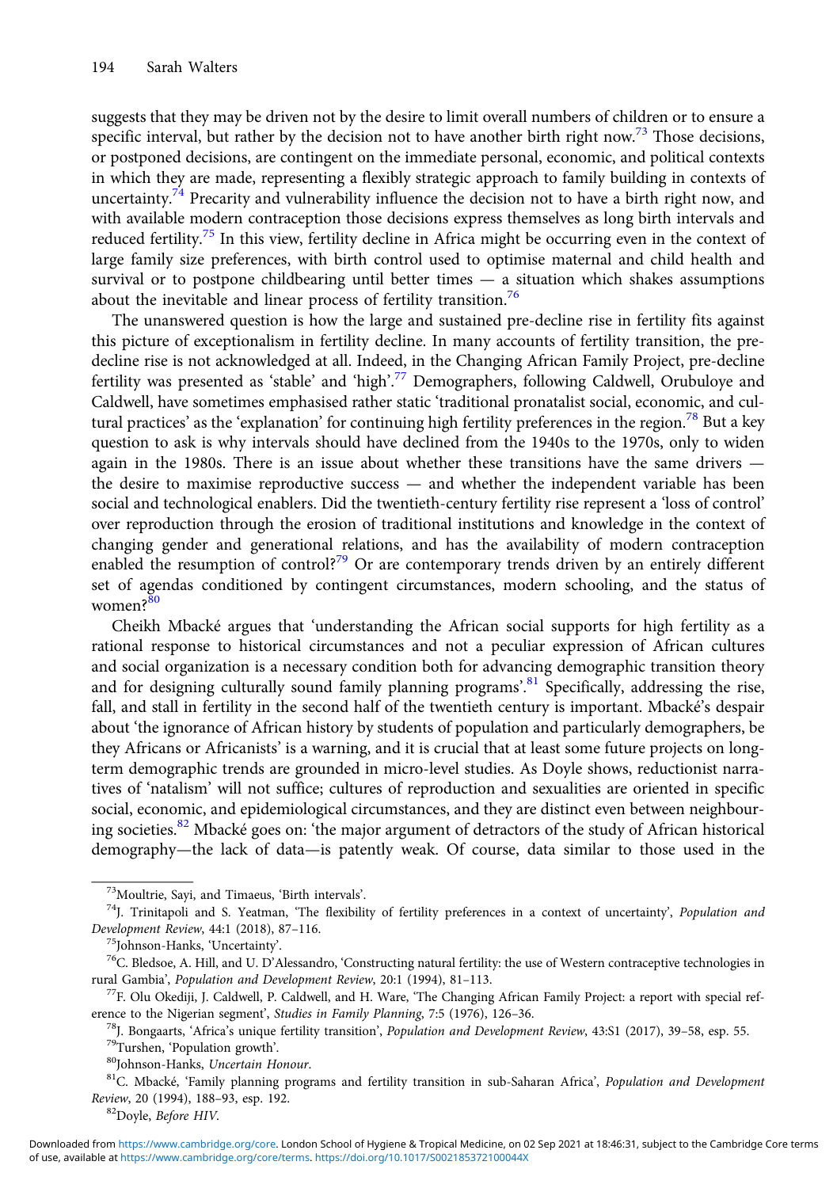suggests that they may be driven not by the desire to limit overall numbers of children or to ensure a specific interval, but rather by the decision not to have another birth right now.[73] Those decisions, or postponed decisions, are contingent on the immediate personal, economic, and political contexts in which they are made, representing a flexibly strategic approach to family building in contexts of uncertainty.[74] Precarity and vulnerability influence the decision not to have a birth right now, and with available modern contraception those decisions express themselves as long birth intervals and reduced fertility.[75] In this view, fertility decline in Africa might be occurring even in the context of large family size preferences, with birth control used to optimise maternal and child health and survival or to postpone childbearing until better times — a situation which shakes assumptions about the inevitable and linear process of fertility transition.[76]

The unanswered question is how the large and sustained pre-decline rise in fertility fits against this picture of exceptionalism in fertility decline. In many accounts of fertility transition, the pre-decline rise is not acknowledged at all. Indeed, in the Changing African Family Project, pre-decline fertility was presented as 'stable' and 'high'.[77] Demographers, following Caldwell, Orubuloye and Caldwell, have sometimes emphasised rather static 'traditional pronatalist social, economic, and cultural practices' as the 'explanation' for continuing high fertility preferences in the region.[78] But a key question to ask is why intervals should have declined from the 1940s to the 1970s, only to widen again in the 1980s. There is an issue about whether these transitions have the same drivers — the desire to maximise reproductive success — and whether the independent variable has been social and technological enablers. Did the twentieth-century fertility rise represent a 'loss of control' over reproduction through the erosion of traditional institutions and knowledge in the context of changing gender and generational relations, and has the availability of modern contraception enabled the resumption of control?[79] Or are contemporary trends driven by an entirely different set of agendas conditioned by contingent circumstances, modern schooling, and the status of women?[80]

Cheikh Mbacké argues that 'understanding the African social supports for high fertility as a rational response to historical circumstances and not a peculiar expression of African cultures and social organization is a necessary condition both for advancing demographic transition theory and for designing culturally sound family planning programs'.[81] Specifically, addressing the rise, fall, and stall in fertility in the second half of the twentieth century is important. Mbacké's despair about 'the ignorance of African history by students of population and particularly demographers, be they Africans or Africanists' is a warning, and it is crucial that at least some future projects on long-term demographic trends are grounded in micro-level studies. As Doyle shows, reductionist narratives of 'natalism' will not suffice; cultures of reproduction and sexualities are oriented in specific social, economic, and epidemiological circumstances, and they are distinct even between neighbouring societies.[82] Mbacké goes on: 'the major argument of detractors of the study of African historical demography—the lack of data—is patently weak. Of course, data similar to those used in the

---

[73] Moultrie, Sayi, and Timaeus, 'Birth intervals'.

[74] J. Trinitapoli and S. Yeatman, 'The flexibility of fertility preferences in a context of uncertainty', *Population and Development Review*, 44:1 (2018), 87–116.

[75] Johnson-Hanks, 'Uncertainty'.

[76] C. Bledsoe, A. Hill, and U. D'Alessandro, 'Constructing natural fertility: the use of Western contraceptive technologies in rural Gambia', *Population and Development Review*, 20:1 (1994), 81–113.

[77] F. Olu Okediji, J. Caldwell, P. Caldwell, and H. Ware, 'The Changing African Family Project: a report with special reference to the Nigerian segment', *Studies in Family Planning*, 7:5 (1976), 126–36.

[78] J. Bongaarts, 'Africa's unique fertility transition', *Population and Development Review*, 43:S1 (2017), 39–58, esp. 55.

[79] Turshen, 'Population growth'.

[80] Johnson-Hanks, *Uncertain Honour*.

[81] C. Mbacké, 'Family planning programs and fertility transition in sub-Saharan Africa', *Population and Development Review*, 20 (1994), 188–93, esp. 192.

[82] Doyle, *Before HIV*.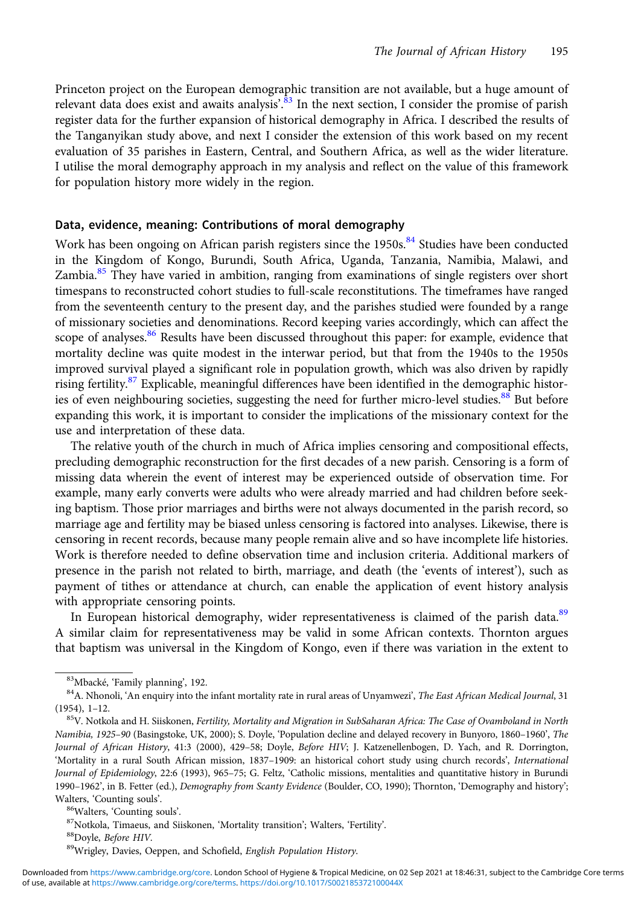Princeton project on the European demographic transition are not available, but a huge amount of relevant data does exist and awaits analysis'.[83] In the next section, I consider the promise of parish register data for the further expansion of historical demography in Africa. I described the results of the Tanganyikan study above, and next I consider the extension of this work based on my recent evaluation of 35 parishes in Eastern, Central, and Southern Africa, as well as the wider literature. I utilise the moral demography approach in my analysis and reflect on the value of this framework for population history more widely in the region.

## Data, evidence, meaning: Contributions of moral demography

Work has been ongoing on African parish registers since the 1950s.[84] Studies have been conducted in the Kingdom of Kongo, Burundi, South Africa, Uganda, Tanzania, Namibia, Malawi, and Zambia.[85] They have varied in ambition, ranging from examinations of single registers over short timespans to reconstructed cohort studies to full-scale reconstitutions. The timeframes have ranged from the seventeenth century to the present day, and the parishes studied were founded by a range of missionary societies and denominations. Record keeping varies accordingly, which can affect the scope of analyses.[86] Results have been discussed throughout this paper: for example, evidence that mortality decline was quite modest in the interwar period, but that from the 1940s to the 1950s improved survival played a significant role in population growth, which was also driven by rapidly rising fertility.[87] Explicable, meaningful differences have been identified in the demographic histories of even neighbouring societies, suggesting the need for further micro-level studies.[88] But before expanding this work, it is important to consider the implications of the missionary context for the use and interpretation of these data.

The relative youth of the church in much of Africa implies censoring and compositional effects, precluding demographic reconstruction for the first decades of a new parish. Censoring is a form of missing data wherein the event of interest may be experienced outside of observation time. For example, many early converts were adults who were already married and had children before seeking baptism. Those prior marriages and births were not always documented in the parish record, so marriage age and fertility may be biased unless censoring is factored into analyses. Likewise, there is censoring in recent records, because many people remain alive and so have incomplete life histories. Work is therefore needed to define observation time and inclusion criteria. Additional markers of presence in the parish not related to birth, marriage, and death (the 'events of interest'), such as payment of tithes or attendance at church, can enable the application of event history analysis with appropriate censoring points.

In European historical demography, wider representativeness is claimed of the parish data.[89] A similar claim for representativeness may be valid in some African contexts. Thornton argues that baptism was universal in the Kingdom of Kongo, even if there was variation in the extent to

---

[83] Mbacké, 'Family planning', 192.

[84] A. Nhonoli, 'An enquiry into the infant mortality rate in rural areas of Unyamwezi', *The East African Medical Journal*, 31 (1954), 1–12.

[85] V. Notkola and H. Siiskonen, *Fertility, Mortality and Migration in SubSaharan Africa: The Case of Ovamboland in North Namibia, 1925–90* (Basingstoke, UK, 2000); S. Doyle, 'Population decline and delayed recovery in Bunyoro, 1860–1960', *The Journal of African History*, 41:3 (2000), 429–58; Doyle, *Before HIV*; J. Katzenellenbogen, D. Yach, and R. Dorrington, 'Mortality in a rural South African mission, 1837–1909: an historical cohort study using church records', *International Journal of Epidemiology*, 22:6 (1993), 965–75; G. Feltz, 'Catholic missions, mentalities and quantitative history in Burundi 1990–1962', in B. Fetter (ed.), *Demography from Scanty Evidence* (Boulder, CO, 1990); Thornton, 'Demography and history'; Walters, 'Counting souls'.

[86] Walters, 'Counting souls'.

[87] Notkola, Timaeus, and Siiskonen, 'Mortality transition'; Walters, 'Fertility'.

[88] Doyle, *Before HIV*.

[89] Wrigley, Davies, Oeppen, and Schofield, *English Population History*.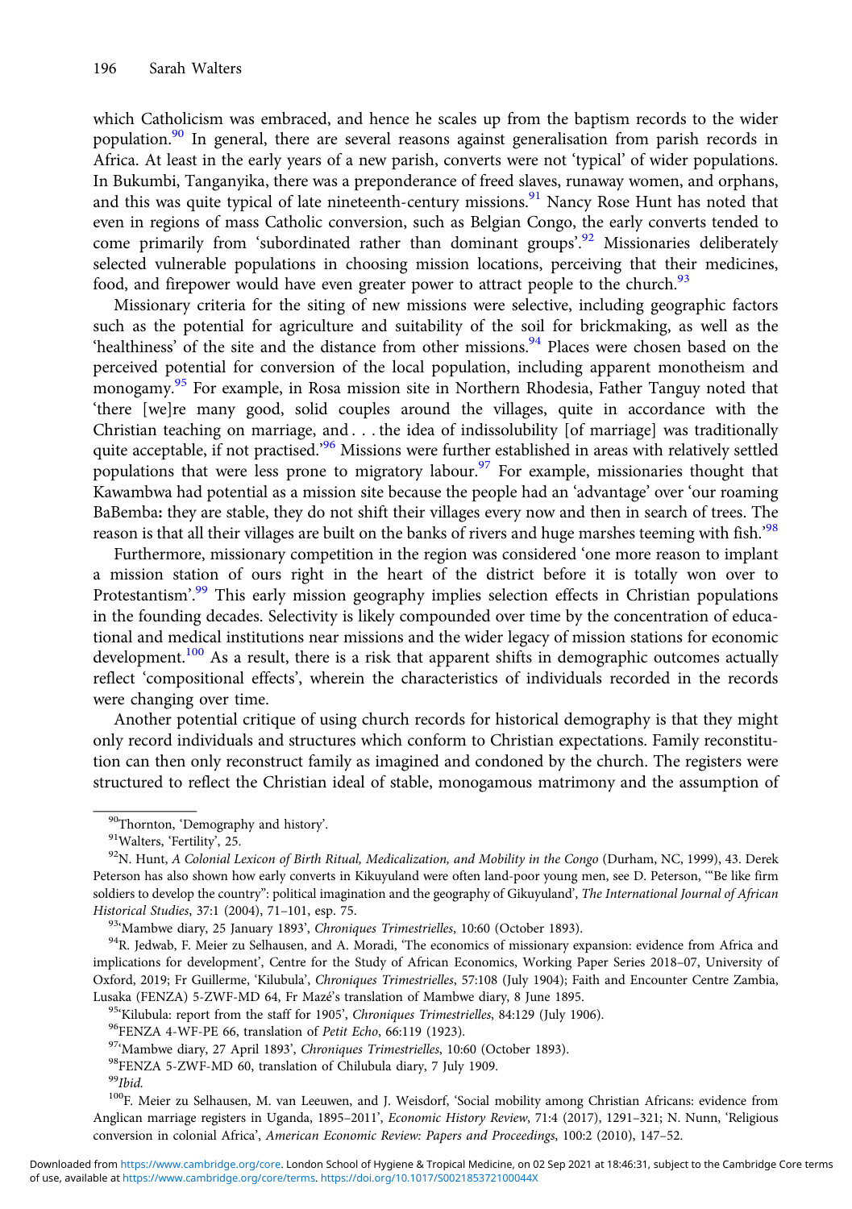which Catholicism was embraced, and hence he scales up from the baptism records to the wider population.[90] In general, there are several reasons against generalisation from parish records in Africa. At least in the early years of a new parish, converts were not 'typical' of wider populations. In Bukumbi, Tanganyika, there was a preponderance of freed slaves, runaway women, and orphans, and this was quite typical of late nineteenth-century missions.[91] Nancy Rose Hunt has noted that even in regions of mass Catholic conversion, such as Belgian Congo, the early converts tended to come primarily from 'subordinated rather than dominant groups'.[92] Missionaries deliberately selected vulnerable populations in choosing mission locations, perceiving that their medicines, food, and firepower would have even greater power to attract people to the church.[93]

Missionary criteria for the siting of new missions were selective, including geographic factors such as the potential for agriculture and suitability of the soil for brickmaking, as well as the 'healthiness' of the site and the distance from other missions.[94] Places were chosen based on the perceived potential for conversion of the local population, including apparent monotheism and monogamy.[95] For example, in Rosa mission site in Northern Rhodesia, Father Tanguy noted that 'there [we]re many good, solid couples around the villages, quite in accordance with the Christian teaching on marriage, and . . . the idea of indissolubility [of marriage] was traditionally quite acceptable, if not practised.'[96] Missions were further established in areas with relatively settled populations that were less prone to migratory labour.[97] For example, missionaries thought that Kawambwa had potential as a mission site because the people had an 'advantage' over 'our roaming BaBemba**:** they are stable, they do not shift their villages every now and then in search of trees. The reason is that all their villages are built on the banks of rivers and huge marshes teeming with fish.'[98]

Furthermore, missionary competition in the region was considered 'one more reason to implant a mission station of ours right in the heart of the district before it is totally won over to Protestantism'.[99] This early mission geography implies selection effects in Christian populations in the founding decades. Selectivity is likely compounded over time by the concentration of educational and medical institutions near missions and the wider legacy of mission stations for economic development.[100] As a result, there is a risk that apparent shifts in demographic outcomes actually reflect 'compositional effects', wherein the characteristics of individuals recorded in the records were changing over time.

Another potential critique of using church records for historical demography is that they might only record individuals and structures which conform to Christian expectations. Family reconstitution can then only reconstruct family as imagined and condoned by the church. The registers were structured to reflect the Christian ideal of stable, monogamous matrimony and the assumption of

---

[90]Thornton, 'Demography and history'.

[91]Walters, 'Fertility', 25.

[92]N. Hunt, *A Colonial Lexicon of Birth Ritual, Medicalization, and Mobility in the Congo* (Durham, NC, 1999), 43. Derek Peterson has also shown how early converts in Kikuyuland were often land-poor young men, see D. Peterson, '"Be like firm soldiers to develop the country": political imagination and the geography of Gikuyuland', *The International Journal of African Historical Studies*, 37:1 (2004), 71–101, esp. 75.

[93]'Mambwe diary, 25 January 1893', *Chroniques Trimestrielles*, 10:60 (October 1893).

[94]R. Jedwab, F. Meier zu Selhausen, and A. Moradi, 'The economics of missionary expansion: evidence from Africa and implications for development', Centre for the Study of African Economics, Working Paper Series 2018–07, University of Oxford, 2019; Fr Guillerme, 'Kilubula', *Chroniques Trimestrielles*, 57:108 (July 1904); Faith and Encounter Centre Zambia, Lusaka (FENZA) 5-ZWF-MD 64, Fr Mazé's translation of Mambwe diary, 8 June 1895.

[95]'Kilubula: report from the staff for 1905', *Chroniques Trimestrielles*, 84:129 (July 1906).

[96]FENZA 4-WF-PE 66, translation of *Petit Echo*, 66:119 (1923).

[97]'Mambwe diary, 27 April 1893', *Chroniques Trimestrielles*, 10:60 (October 1893).

[98]FENZA 5-ZWF-MD 60, translation of Chilubula diary, 7 July 1909.

[99]*Ibid.*

[100]F. Meier zu Selhausen, M. van Leeuwen, and J. Weisdorf, 'Social mobility among Christian Africans: evidence from Anglican marriage registers in Uganda, 1895–2011', *Economic History Review*, 71:4 (2017), 1291–321; N. Nunn, 'Religious conversion in colonial Africa', *American Economic Review: Papers and Proceedings*, 100:2 (2010), 147–52.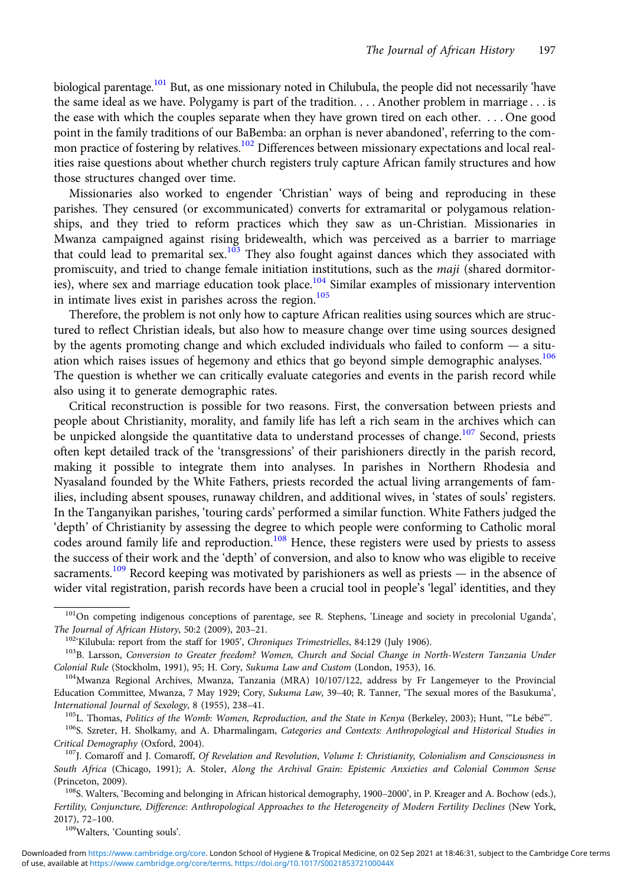biological parentage.[101] But, as one missionary noted in Chilubula, the people did not necessarily 'have the same ideal as we have. Polygamy is part of the tradition. . . . Another problem in marriage . . . is the ease with which the couples separate when they have grown tired on each other. . . . One good point in the family traditions of our BaBemba: an orphan is never abandoned', referring to the common practice of fostering by relatives.[102] Differences between missionary expectations and local realities raise questions about whether church registers truly capture African family structures and how those structures changed over time.

Missionaries also worked to engender 'Christian' ways of being and reproducing in these parishes. They censured (or excommunicated) converts for extramarital or polygamous relationships, and they tried to reform practices which they saw as un-Christian. Missionaries in Mwanza campaigned against rising bridewealth, which was perceived as a barrier to marriage that could lead to premarital sex.[103] They also fought against dances which they associated with promiscuity, and tried to change female initiation institutions, such as the *maji* (shared dormitories), where sex and marriage education took place.[104] Similar examples of missionary intervention in intimate lives exist in parishes across the region.[105]

Therefore, the problem is not only how to capture African realities using sources which are structured to reflect Christian ideals, but also how to measure change over time using sources designed by the agents promoting change and which excluded individuals who failed to conform — a situation which raises issues of hegemony and ethics that go beyond simple demographic analyses.[106] The question is whether we can critically evaluate categories and events in the parish record while also using it to generate demographic rates.

Critical reconstruction is possible for two reasons. First, the conversation between priests and people about Christianity, morality, and family life has left a rich seam in the archives which can be unpicked alongside the quantitative data to understand processes of change.[107] Second, priests often kept detailed track of the 'transgressions' of their parishioners directly in the parish record, making it possible to integrate them into analyses. In parishes in Northern Rhodesia and Nyasaland founded by the White Fathers, priests recorded the actual living arrangements of families, including absent spouses, runaway children, and additional wives, in 'states of souls' registers. In the Tanganyikan parishes, 'touring cards' performed a similar function. White Fathers judged the 'depth' of Christianity by assessing the degree to which people were conforming to Catholic moral codes around family life and reproduction.[108] Hence, these registers were used by priests to assess the success of their work and the 'depth' of conversion, and also to know who was eligible to receive sacraments.[109] Record keeping was motivated by parishioners as well as priests — in the absence of wider vital registration, parish records have been a crucial tool in people's 'legal' identities, and they

---

[101] On competing indigenous conceptions of parentage, see R. Stephens, 'Lineage and society in precolonial Uganda', *The Journal of African History*, 50:2 (2009), 203–21.

[102] 'Kilubula: report from the staff for 1905', *Chroniques Trimestrielles*, 84:129 (July 1906).

[103] B. Larsson, *Conversion to Greater freedom? Women, Church and Social Change in North-Western Tanzania Under Colonial Rule* (Stockholm, 1991), 95; H. Cory, *Sukuma Law and Custom* (London, 1953), 16.

[104] Mwanza Regional Archives, Mwanza, Tanzania (MRA) 10/107/122, address by Fr Langemeyer to the Provincial Education Committee, Mwanza, 7 May 1929; Cory, *Sukuma Law*, 39–40; R. Tanner, 'The sexual mores of the Basukuma', *International Journal of Sexology*, 8 (1955), 238–41.

[105] L. Thomas, *Politics of the Womb: Women, Reproduction, and the State in Kenya* (Berkeley, 2003); Hunt, '"Le bébé"'.

[106] S. Szreter, H. Sholkamy, and A. Dharmalingam, *Categories and Contexts: Anthropological and Historical Studies in Critical Demography* (Oxford, 2004).

[107] J. Comaroff and J. Comaroff, *Of Revelation and Revolution, Volume I: Christianity, Colonialism and Consciousness in South Africa* (Chicago, 1991); A. Stoler, *Along the Archival Grain: Epistemic Anxieties and Colonial Common Sense* (Princeton, 2009).

[108] S. Walters, 'Becoming and belonging in African historical demography, 1900–2000', in P. Kreager and A. Bochow (eds.), *Fertility, Conjuncture, Difference: Anthropological Approaches to the Heterogeneity of Modern Fertility Declines* (New York, 2017), 72–100.

[109] Walters, 'Counting souls'.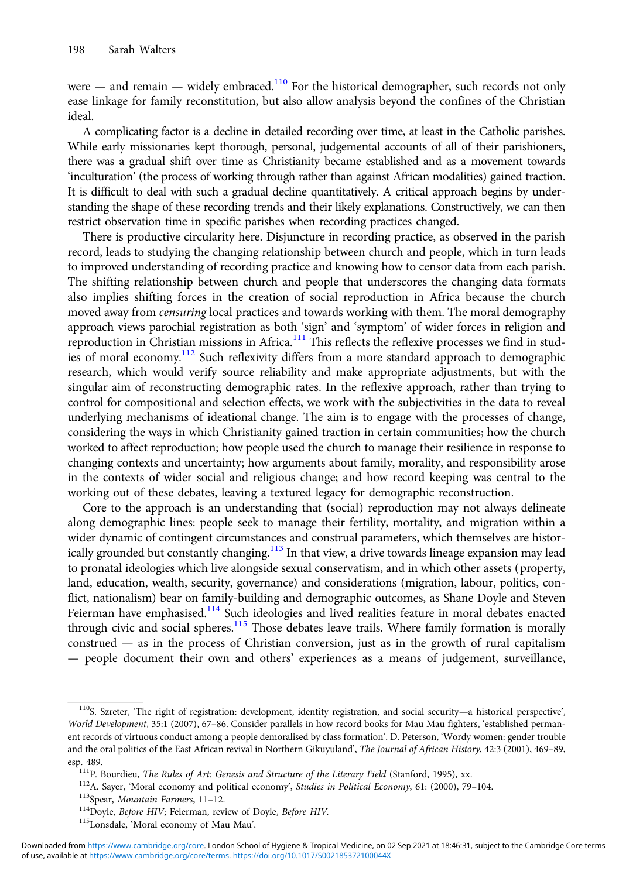were — and remain — widely embraced.[110] For the historical demographer, such records not only ease linkage for family reconstitution, but also allow analysis beyond the confines of the Christian ideal.

A complicating factor is a decline in detailed recording over time, at least in the Catholic parishes. While early missionaries kept thorough, personal, judgemental accounts of all of their parishioners, there was a gradual shift over time as Christianity became established and as a movement towards 'inculturation' (the process of working through rather than against African modalities) gained traction. It is difficult to deal with such a gradual decline quantitatively. A critical approach begins by understanding the shape of these recording trends and their likely explanations. Constructively, we can then restrict observation time in specific parishes when recording practices changed.

There is productive circularity here. Disjuncture in recording practice, as observed in the parish record, leads to studying the changing relationship between church and people, which in turn leads to improved understanding of recording practice and knowing how to censor data from each parish. The shifting relationship between church and people that underscores the changing data formats also implies shifting forces in the creation of social reproduction in Africa because the church moved away from *censuring* local practices and towards working with them. The moral demography approach views parochial registration as both 'sign' and 'symptom' of wider forces in religion and reproduction in Christian missions in Africa.[111] This reflects the reflexive processes we find in studies of moral economy.[112] Such reflexivity differs from a more standard approach to demographic research, which would verify source reliability and make appropriate adjustments, but with the singular aim of reconstructing demographic rates. In the reflexive approach, rather than trying to control for compositional and selection effects, we work with the subjectivities in the data to reveal underlying mechanisms of ideational change. The aim is to engage with the processes of change, considering the ways in which Christianity gained traction in certain communities; how the church worked to affect reproduction; how people used the church to manage their resilience in response to changing contexts and uncertainty; how arguments about family, morality, and responsibility arose in the contexts of wider social and religious change; and how record keeping was central to the working out of these debates, leaving a textured legacy for demographic reconstruction.

Core to the approach is an understanding that (social) reproduction may not always delineate along demographic lines: people seek to manage their fertility, mortality, and migration within a wider dynamic of contingent circumstances and construal parameters, which themselves are historically grounded but constantly changing.[113] In that view, a drive towards lineage expansion may lead to pronatal ideologies which live alongside sexual conservatism, and in which other assets (property, land, education, wealth, security, governance) and considerations (migration, labour, politics, conflict, nationalism) bear on family-building and demographic outcomes, as Shane Doyle and Steven Feierman have emphasised.[114] Such ideologies and lived realities feature in moral debates enacted through civic and social spheres.[115] Those debates leave trails. Where family formation is morally construed — as in the process of Christian conversion, just as in the growth of rural capitalism — people document their own and others' experiences as a means of judgement, surveillance,

---

[110] S. Szreter, 'The right of registration: development, identity registration, and social security—a historical perspective', *World Development*, 35:1 (2007), 67–86. Consider parallels in how record books for Mau Mau fighters, 'established permanent records of virtuous conduct among a people demoralised by class formation'. D. Peterson, 'Wordy women: gender trouble and the oral politics of the East African revival in Northern Gikuyuland', *The Journal of African History*, 42:3 (2001), 469–89, esp. 489.

[111] P. Bourdieu, *The Rules of Art: Genesis and Structure of the Literary Field* (Stanford, 1995), xx.

[112] A. Sayer, 'Moral economy and political economy', *Studies in Political Economy*, 61: (2000), 79–104.

[113] Spear, *Mountain Farmers*, 11–12.

[114] Doyle, *Before HIV*; Feierman, review of Doyle, *Before HIV*.

[115] Lonsdale, 'Moral economy of Mau Mau'.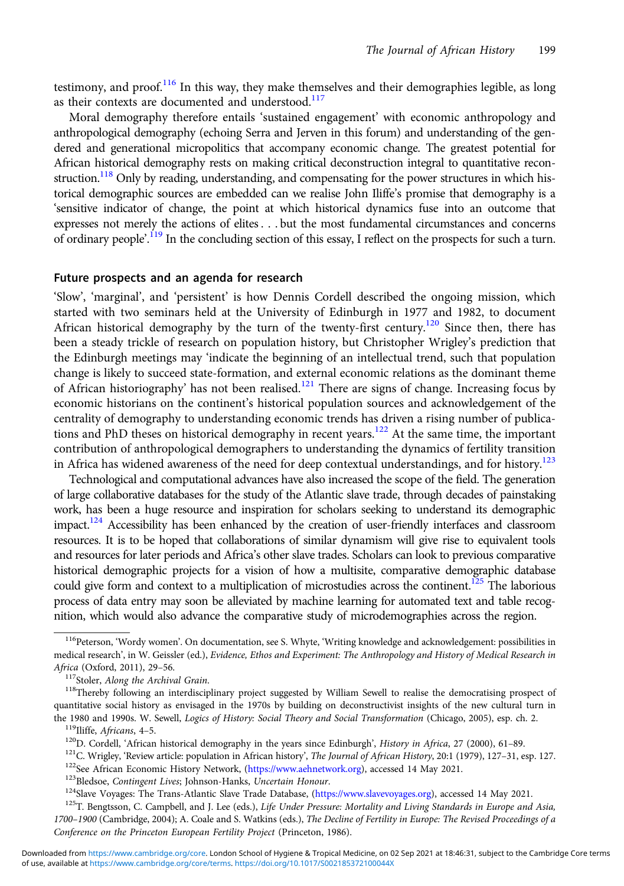testimony, and proof.[116] In this way, they make themselves and their demographies legible, as long as their contexts are documented and understood.[117]

Moral demography therefore entails 'sustained engagement' with economic anthropology and anthropological demography (echoing Serra and Jerven in this forum) and understanding of the gendered and generational micropolitics that accompany economic change. The greatest potential for African historical demography rests on making critical deconstruction integral to quantitative reconstruction.[118] Only by reading, understanding, and compensating for the power structures in which historical demographic sources are embedded can we realise John Iliffe's promise that demography is a 'sensitive indicator of change, the point at which historical dynamics fuse into an outcome that expresses not merely the actions of elites . . . but the most fundamental circumstances and concerns of ordinary people'.[119] In the concluding section of this essay, I reflect on the prospects for such a turn.

## Future prospects and an agenda for research

'Slow', 'marginal', and 'persistent' is how Dennis Cordell described the ongoing mission, which started with two seminars held at the University of Edinburgh in 1977 and 1982, to document African historical demography by the turn of the twenty-first century.[120] Since then, there has been a steady trickle of research on population history, but Christopher Wrigley's prediction that the Edinburgh meetings may 'indicate the beginning of an intellectual trend, such that population change is likely to succeed state-formation, and external economic relations as the dominant theme of African historiography' has not been realised.[121] There are signs of change. Increasing focus by economic historians on the continent's historical population sources and acknowledgement of the centrality of demography to understanding economic trends has driven a rising number of publications and PhD theses on historical demography in recent years.[122] At the same time, the important contribution of anthropological demographers to understanding the dynamics of fertility transition in Africa has widened awareness of the need for deep contextual understandings, and for history.[123]

Technological and computational advances have also increased the scope of the field. The generation of large collaborative databases for the study of the Atlantic slave trade, through decades of painstaking work, has been a huge resource and inspiration for scholars seeking to understand its demographic impact.[124] Accessibility has been enhanced by the creation of user-friendly interfaces and classroom resources. It is to be hoped that collaborations of similar dynamism will give rise to equivalent tools and resources for later periods and Africa's other slave trades. Scholars can look to previous comparative historical demographic projects for a vision of how a multisite, comparative demographic database could give form and context to a multiplication of microstudies across the continent.[125] The laborious process of data entry may soon be alleviated by machine learning for automated text and table recognition, which would also advance the comparative study of microdemographies across the region.

---

[116] Peterson, 'Wordy women'. On documentation, see S. Whyte, 'Writing knowledge and acknowledgement: possibilities in medical research', in W. Geissler (ed.), *Evidence, Ethos and Experiment: The Anthropology and History of Medical Research in Africa* (Oxford, 2011), 29–56.

[117] Stoler, *Along the Archival Grain*.

[118] Thereby following an interdisciplinary project suggested by William Sewell to realise the democratising prospect of quantitative social history as envisaged in the 1970s by building on deconstructivist insights of the new cultural turn in the 1980 and 1990s. W. Sewell, *Logics of History: Social Theory and Social Transformation* (Chicago, 2005), esp. ch. 2.

[119] Iliffe, *Africans*, 4–5.

[120] D. Cordell, 'African historical demography in the years since Edinburgh', *History in Africa*, 27 (2000), 61–89.

[121] C. Wrigley, 'Review article: population in African history', *The Journal of African History*, 20:1 (1979), 127–31, esp. 127.

[122] See African Economic History Network, (https://www.aehnetwork.org), accessed 14 May 2021.

[123] Bledsoe, *Contingent Lives*; Johnson-Hanks, *Uncertain Honour*.

[124] Slave Voyages: The Trans-Atlantic Slave Trade Database, (https://www.slavevoyages.org), accessed 14 May 2021.

[125] T. Bengtsson, C. Campbell, and J. Lee (eds.), *Life Under Pressure: Mortality and Living Standards in Europe and Asia, 1700–1900* (Cambridge, 2004); A. Coale and S. Watkins (eds.), *The Decline of Fertility in Europe: The Revised Proceedings of a Conference on the Princeton European Fertility Project* (Princeton, 1986).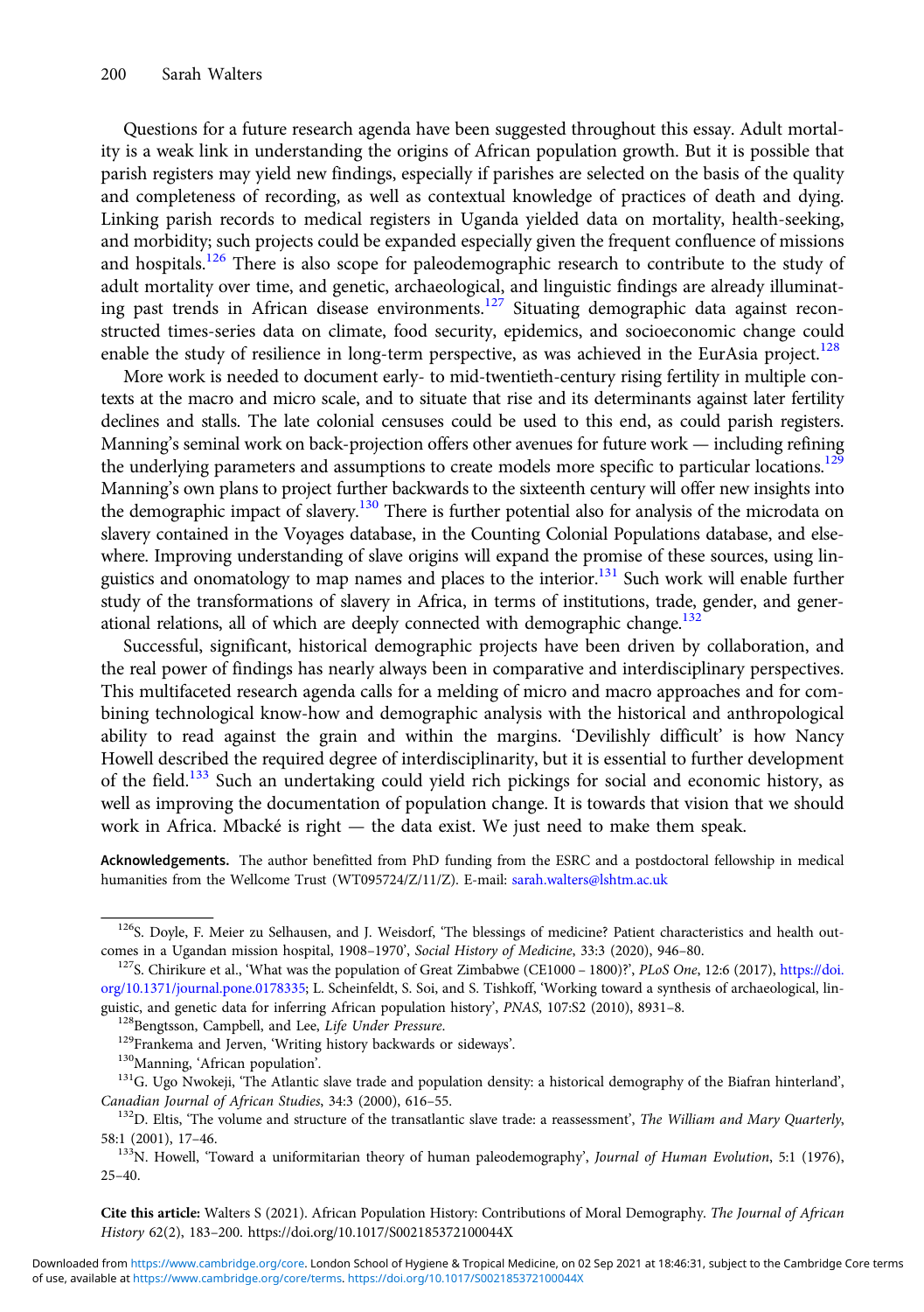Questions for a future research agenda have been suggested throughout this essay. Adult mortality is a weak link in understanding the origins of African population growth. But it is possible that parish registers may yield new findings, especially if parishes are selected on the basis of the quality and completeness of recording, as well as contextual knowledge of practices of death and dying. Linking parish records to medical registers in Uganda yielded data on mortality, health-seeking, and morbidity; such projects could be expanded especially given the frequent confluence of missions and hospitals.[126] There is also scope for paleodemographic research to contribute to the study of adult mortality over time, and genetic, archaeological, and linguistic findings are already illuminating past trends in African disease environments.[127] Situating demographic data against reconstructed times-series data on climate, food security, epidemics, and socioeconomic change could enable the study of resilience in long-term perspective, as was achieved in the EurAsia project.[128]

More work is needed to document early- to mid-twentieth-century rising fertility in multiple contexts at the macro and micro scale, and to situate that rise and its determinants against later fertility declines and stalls. The late colonial censuses could be used to this end, as could parish registers. Manning's seminal work on back-projection offers other avenues for future work — including refining the underlying parameters and assumptions to create models more specific to particular locations.[129] Manning's own plans to project further backwards to the sixteenth century will offer new insights into the demographic impact of slavery.[130] There is further potential also for analysis of the microdata on slavery contained in the Voyages database, in the Counting Colonial Populations database, and elsewhere. Improving understanding of slave origins will expand the promise of these sources, using linguistics and onomatology to map names and places to the interior.[131] Such work will enable further study of the transformations of slavery in Africa, in terms of institutions, trade, gender, and generational relations, all of which are deeply connected with demographic change.[132]

Successful, significant, historical demographic projects have been driven by collaboration, and the real power of findings has nearly always been in comparative and interdisciplinary perspectives. This multifaceted research agenda calls for a melding of micro and macro approaches and for combining technological know-how and demographic analysis with the historical and anthropological ability to read against the grain and within the margins. 'Devilishly difficult' is how Nancy Howell described the required degree of interdisciplinarity, but it is essential to further development of the field.[133] Such an undertaking could yield rich pickings for social and economic history, as well as improving the documentation of population change. It is towards that vision that we should work in Africa. Mbacké is right — the data exist. We just need to make them speak.

**Acknowledgements.** The author benefitted from PhD funding from the ESRC and a postdoctoral fellowship in medical humanities from the Wellcome Trust (WT095724/Z/11/Z). E-mail: sarah.walters@lshtm.ac.uk

[126] S. Doyle, F. Meier zu Selhausen, and J. Weisdorf, 'The blessings of medicine? Patient characteristics and health outcomes in a Ugandan mission hospital, 1908–1970', *Social History of Medicine*, 33:3 (2020), 946–80.

[127] S. Chirikure et al., 'What was the population of Great Zimbabwe (CE1000 – 1800)?', *PLoS One*, 12:6 (2017), https://doi.org/10.1371/journal.pone.0178335; L. Scheinfeldt, S. Soi, and S. Tishkoff, 'Working toward a synthesis of archaeological, linguistic, and genetic data for inferring African population history', *PNAS*, 107:S2 (2010), 8931–8.

[128] Bengtsson, Campbell, and Lee, *Life Under Pressure*.

[129] Frankema and Jerven, 'Writing history backwards or sideways'.

[130] Manning, 'African population'.

[131] G. Ugo Nwokeji, 'The Atlantic slave trade and population density: a historical demography of the Biafran hinterland', *Canadian Journal of African Studies*, 34:3 (2000), 616–55.

[132] D. Eltis, 'The volume and structure of the transatlantic slave trade: a reassessment', *The William and Mary Quarterly*, 58:1 (2001), 17–46.

[133] N. Howell, 'Toward a uniformitarian theory of human paleodemography', *Journal of Human Evolution*, 5:1 (1976), 25–40.

**Cite this article:** Walters S (2021). African Population History: Contributions of Moral Demography. *The Journal of African History* 62(2), 183–200. https://doi.org/10.1017/S002185372100044X